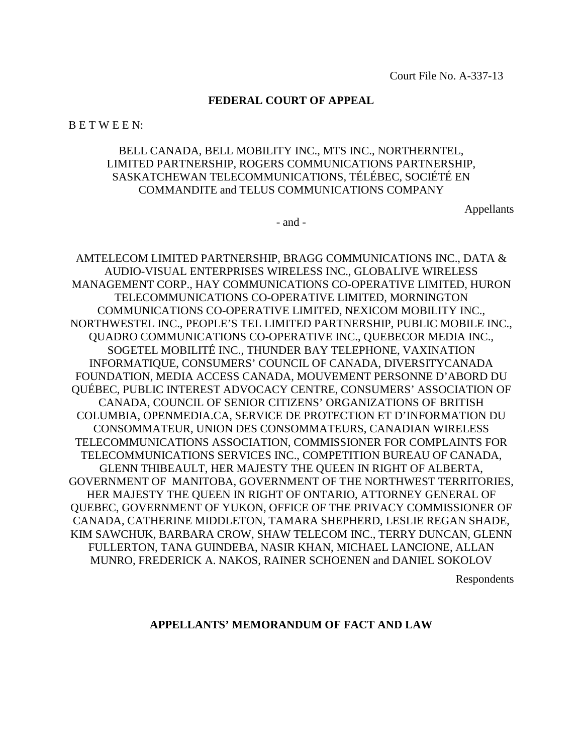Court File No. A-337-13

**FEDERAL COURT OF APPEAL**

B E T W E E N:

BELL CANADA, BELL MOBILITY INC., MTS INC., NORTHERNTEL, LIMITED PARTNERSHIP, ROGERS COMMUNICATIONS PARTNERSHIP, SASKATCHEWAN TELECOMMUNICATIONS, TÉLÉBEC, SOCIÉTÉ EN COMMANDITE and TELUS COMMUNICATIONS COMPANY

Appellants

\- and -

AMTELECOM LIMITED PARTNERSHIP, BRAGG COMMUNICATIONS INC., DATA & AUDIO-VISUAL ENTERPRISES WIRELESS INC., GLOBALIVE WIRELESS MANAGEMENT CORP., HAY COMMUNICATIONS CO-OPERATIVE LIMITED, HURON TELECOMMUNICATIONS CO-OPERATIVE LIMITED, MORNINGTON COMMUNICATIONS CO-OPERATIVE LIMITED, NEXICOM MOBILITY INC., NORTHWESTEL INC., PEOPLE'S TEL LIMITED PARTNERSHIP, PUBLIC MOBILE INC., QUADRO COMMUNICATIONS CO-OPERATIVE INC., QUEBECOR MEDIA INC., SOGETEL MOBILITÉ INC., THUNDER BAY TELEPHONE, VAXINATION INFORMATIQUE, CONSUMERS' COUNCIL OF CANADA, DIVERSITYCANADA FOUNDATION, MEDIA ACCESS CANADA, MOUVEMENT PERSONNE D'ABORD DU QUÉBEC, PUBLIC INTEREST ADVOCACY CENTRE, CONSUMERS' ASSOCIATION OF CANADA, COUNCIL OF SENIOR CITIZENS' ORGANIZATIONS OF BRITISH COLUMBIA, OPENMEDIA.CA, SERVICE DE PROTECTION ET D'INFORMATION DU CONSOMMATEUR, UNION DES CONSOMMATEURS, CANADIAN WIRELESS TELECOMMUNICATIONS ASSOCIATION, COMMISSIONER FOR COMPLAINTS FOR TELECOMMUNICATIONS SERVICES INC., COMPETITION BUREAU OF CANADA, GLENN THIBEAULT, HER MAJESTY THE QUEEN IN RIGHT OF ALBERTA, GOVERNMENT OF MANITOBA, GOVERNMENT OF THE NORTHWEST TERRITORIES, HER MAJESTY THE QUEEN IN RIGHT OF ONTARIO, ATTORNEY GENERAL OF QUEBEC, GOVERNMENT OF YUKON, OFFICE OF THE PRIVACY COMMISSIONER OF CANADA, CATHERINE MIDDLETON, TAMARA SHEPHERD, LESLIE REGAN SHADE, KIM SAWCHUK, BARBARA CROW, SHAW TELECOM INC., TERRY DUNCAN, GLENN FULLERTON, TANA GUINDEBA, NASIR KHAN, MICHAEL LANCIONE, ALLAN MUNRO, FREDERICK A. NAKOS, RAINER SCHOENEN and DANIEL SOKOLOV

Respondents

**APPELLANTS' MEMORANDUM OF FACT AND LAW**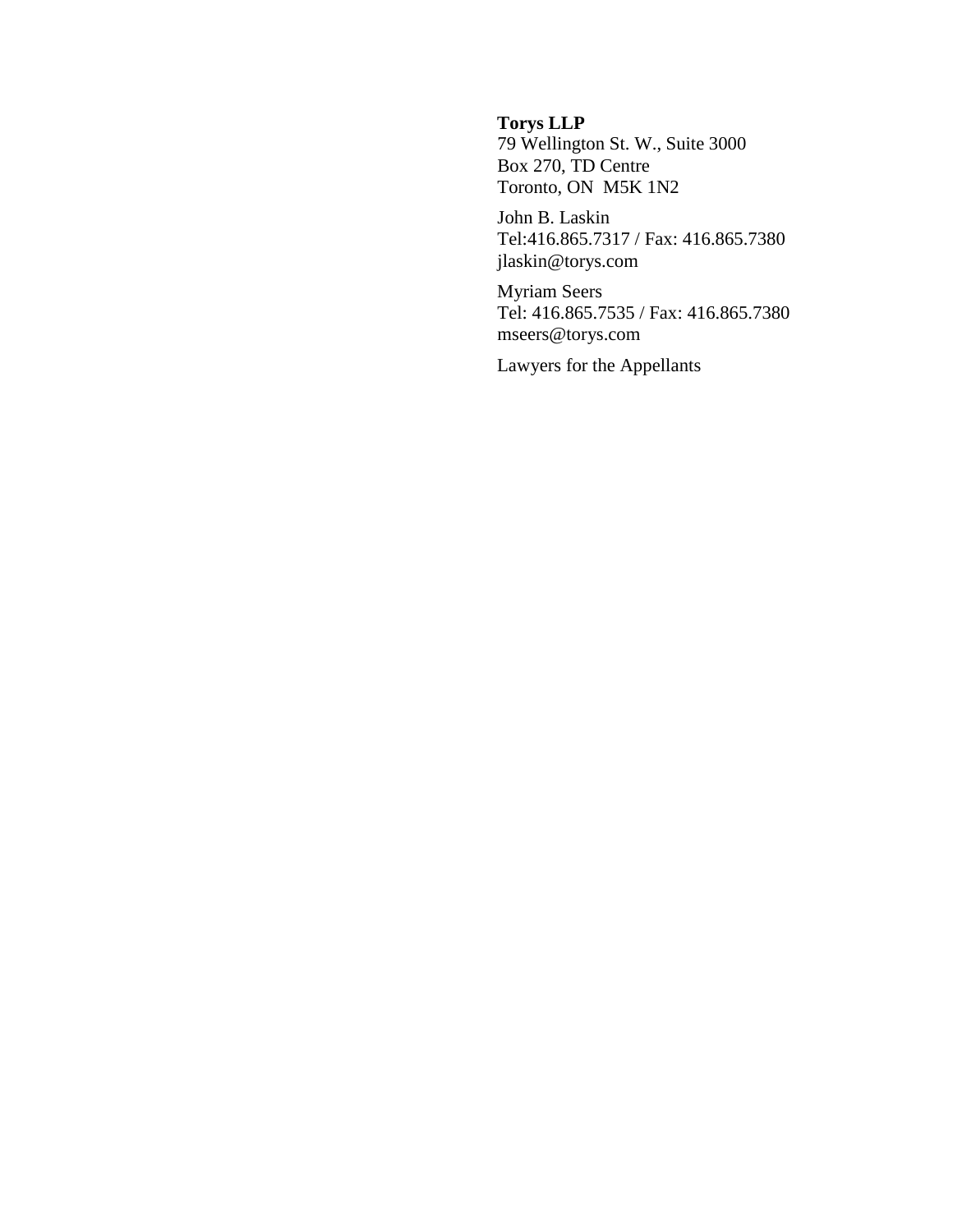**Torys LLP**
79 Wellington St. W., Suite 3000
Box 270, TD Centre
Toronto, ON  M5K 1N2

John B. Laskin
Tel:416.865.7317 / Fax: 416.865.7380
jlaskin@torys.com

Myriam Seers
Tel: 416.865.7535 / Fax: 416.865.7380
mseers@torys.com

Lawyers for the Appellants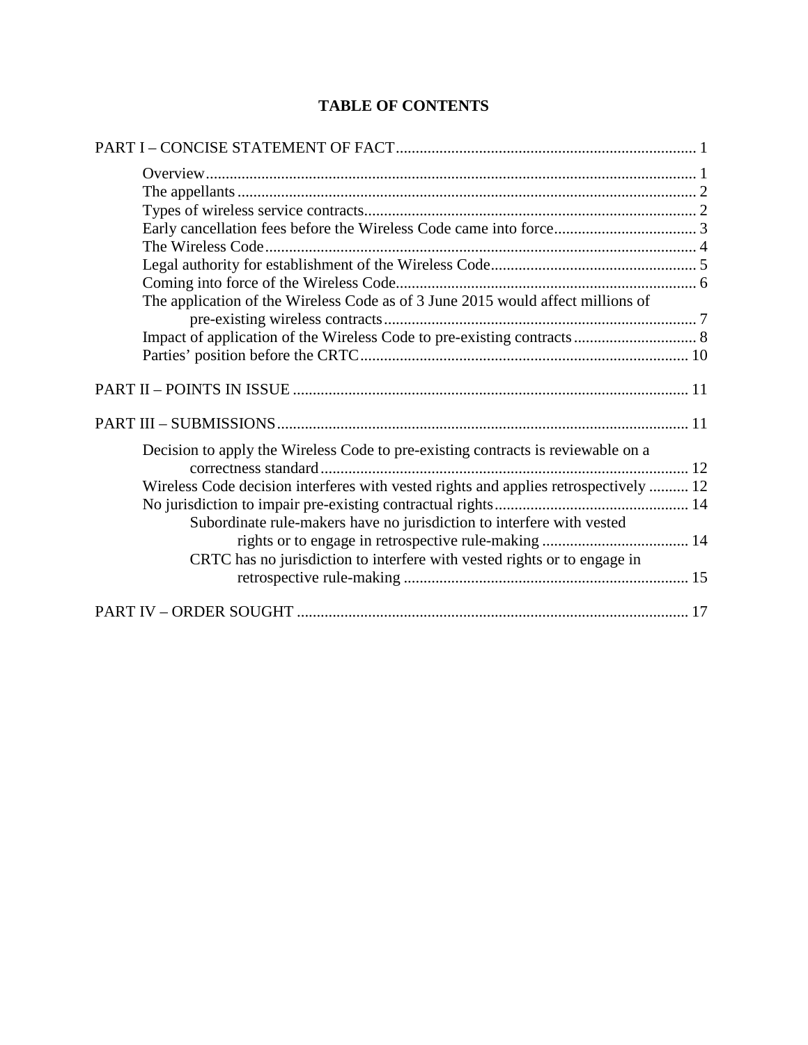# TABLE OF CONTENTS

PART I – CONCISE STATEMENT OF FACT ........................................................................... 1

- Overview ........................................................................................................................ 1
- The appellants ................................................................................................................ 2
- Types of wireless service contracts ................................................................................ 2
- Early cancellation fees before the Wireless Code came into force .................................... 3
- The Wireless Code ......................................................................................................... 4
- Legal authority for establishment of the Wireless Code ................................................... 5
- Coming into force of the Wireless Code ........................................................................... 6
- The application of the Wireless Code as of 3 June 2015 would affect millions of pre-existing wireless contracts ............................................................................... 7
- Impact of application of the Wireless Code to pre-existing contracts ............................... 8
- Parties' position before the CRTC .................................................................................. 10

PART II – POINTS IN ISSUE .................................................................................................... 11

PART III – SUBMISSIONS ........................................................................................................ 11

- Decision to apply the Wireless Code to pre-existing contracts is reviewable on a correctness standard ............................................................................................. 12
- Wireless Code decision interferes with vested rights and applies retrospectively .......... 12
- No jurisdiction to impair pre-existing contractual rights ................................................. 14
  - Subordinate rule-makers have no jurisdiction to interfere with vested rights or to engage in retrospective rule-making ..................................... 14
  - CRTC has no jurisdiction to interfere with vested rights or to engage in retrospective rule-making ........................................................................ 15

PART IV – ORDER SOUGHT ................................................................................................... 17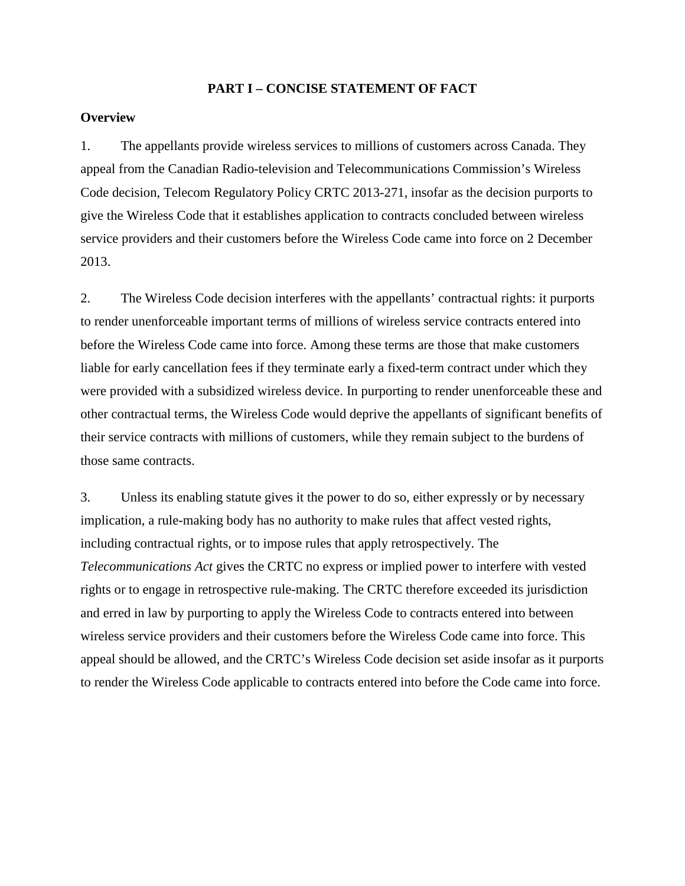## PART I – CONCISE STATEMENT OF FACT

### Overview

1. The appellants provide wireless services to millions of customers across Canada. They appeal from the Canadian Radio-television and Telecommunications Commission's Wireless Code decision, Telecom Regulatory Policy CRTC 2013-271, insofar as the decision purports to give the Wireless Code that it establishes application to contracts concluded between wireless service providers and their customers before the Wireless Code came into force on 2 December 2013.

2. The Wireless Code decision interferes with the appellants' contractual rights: it purports to render unenforceable important terms of millions of wireless service contracts entered into before the Wireless Code came into force. Among these terms are those that make customers liable for early cancellation fees if they terminate early a fixed-term contract under which they were provided with a subsidized wireless device. In purporting to render unenforceable these and other contractual terms, the Wireless Code would deprive the appellants of significant benefits of their service contracts with millions of customers, while they remain subject to the burdens of those same contracts.

3. Unless its enabling statute gives it the power to do so, either expressly or by necessary implication, a rule-making body has no authority to make rules that affect vested rights, including contractual rights, or to impose rules that apply retrospectively. The *Telecommunications Act* gives the CRTC no express or implied power to interfere with vested rights or to engage in retrospective rule-making. The CRTC therefore exceeded its jurisdiction and erred in law by purporting to apply the Wireless Code to contracts entered into between wireless service providers and their customers before the Wireless Code came into force. This appeal should be allowed, and the CRTC's Wireless Code decision set aside insofar as it purports to render the Wireless Code applicable to contracts entered into before the Code came into force.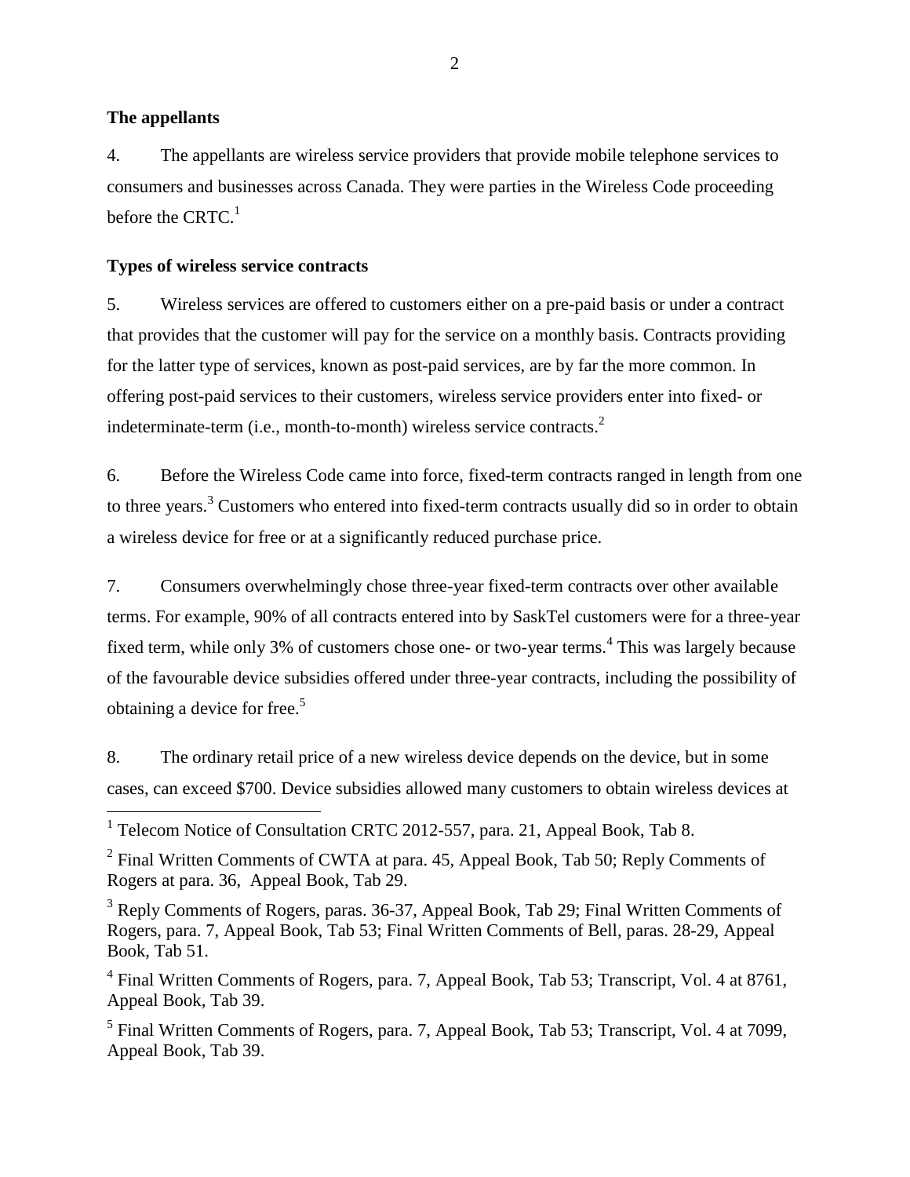**The appellants**

4. The appellants are wireless service providers that provide mobile telephone services to consumers and businesses across Canada. They were parties in the Wireless Code proceeding before the CRTC.[1]

**Types of wireless service contracts**

5. Wireless services are offered to customers either on a pre-paid basis or under a contract that provides that the customer will pay for the service on a monthly basis. Contracts providing for the latter type of services, known as post-paid services, are by far the more common. In offering post-paid services to their customers, wireless service providers enter into fixed- or indeterminate-term (i.e., month-to-month) wireless service contracts.[2]

6. Before the Wireless Code came into force, fixed-term contracts ranged in length from one to three years.[3] Customers who entered into fixed-term contracts usually did so in order to obtain a wireless device for free or at a significantly reduced purchase price.

7. Consumers overwhelmingly chose three-year fixed-term contracts over other available terms. For example, 90% of all contracts entered into by SaskTel customers were for a three-year fixed term, while only 3% of customers chose one- or two-year terms.[4] This was largely because of the favourable device subsidies offered under three-year contracts, including the possibility of obtaining a device for free.[5]

8. The ordinary retail price of a new wireless device depends on the device, but in some cases, can exceed $700. Device subsidies allowed many customers to obtain wireless devices at

---

[1] Telecom Notice of Consultation CRTC 2012-557, para. 21, Appeal Book, Tab 8.

[2] Final Written Comments of CWTA at para. 45, Appeal Book, Tab 50; Reply Comments of Rogers at para. 36, Appeal Book, Tab 29.

[3] Reply Comments of Rogers, paras. 36-37, Appeal Book, Tab 29; Final Written Comments of Rogers, para. 7, Appeal Book, Tab 53; Final Written Comments of Bell, paras. 28-29, Appeal Book, Tab 51.

[4] Final Written Comments of Rogers, para. 7, Appeal Book, Tab 53; Transcript, Vol. 4 at 8761, Appeal Book, Tab 39.

[5] Final Written Comments of Rogers, para. 7, Appeal Book, Tab 53; Transcript, Vol. 4 at 7099, Appeal Book, Tab 39.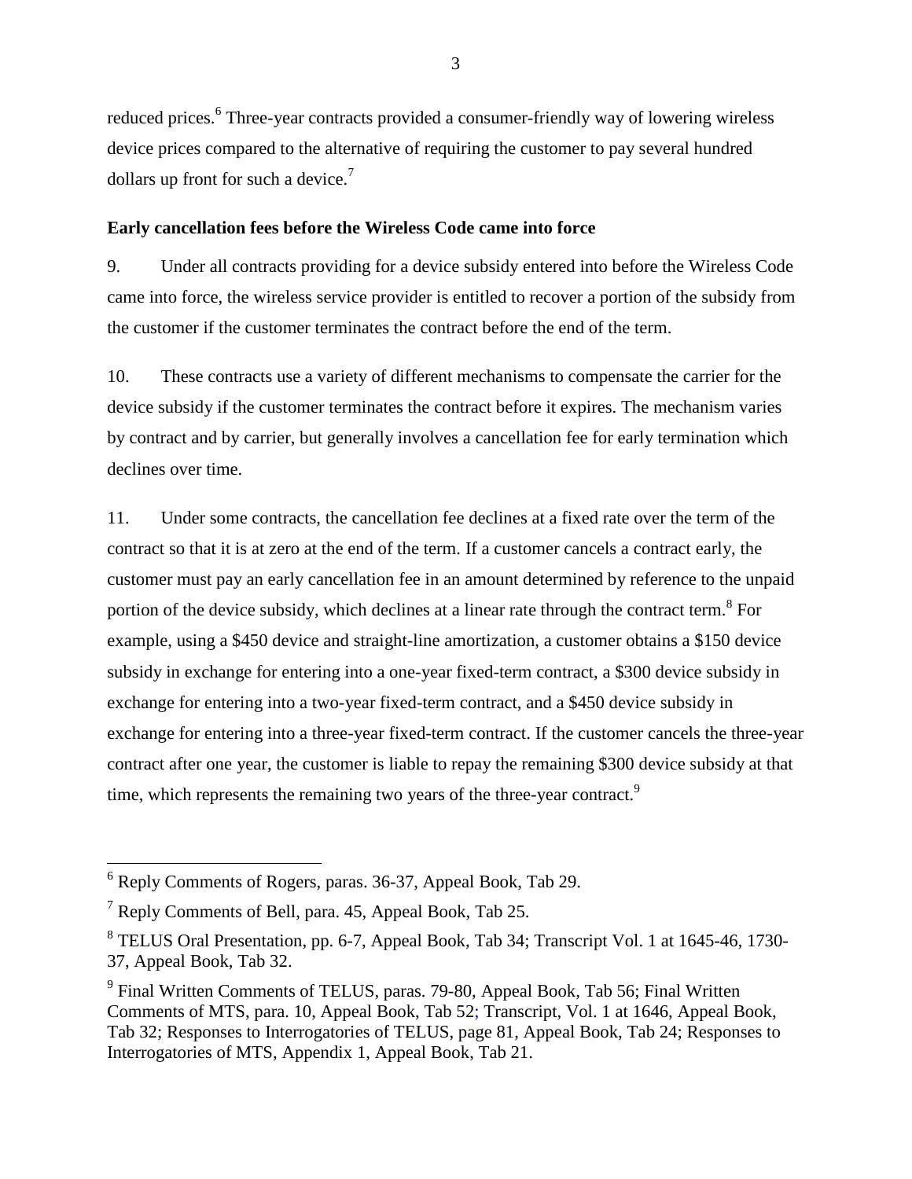reduced prices.[6] Three-year contracts provided a consumer-friendly way of lowering wireless device prices compared to the alternative of requiring the customer to pay several hundred dollars up front for such a device.[7]

**Early cancellation fees before the Wireless Code came into force**

9. Under all contracts providing for a device subsidy entered into before the Wireless Code came into force, the wireless service provider is entitled to recover a portion of the subsidy from the customer if the customer terminates the contract before the end of the term.

10. These contracts use a variety of different mechanisms to compensate the carrier for the device subsidy if the customer terminates the contract before it expires. The mechanism varies by contract and by carrier, but generally involves a cancellation fee for early termination which declines over time.

11. Under some contracts, the cancellation fee declines at a fixed rate over the term of the contract so that it is at zero at the end of the term. If a customer cancels a contract early, the customer must pay an early cancellation fee in an amount determined by reference to the unpaid portion of the device subsidy, which declines at a linear rate through the contract term.[8] For example, using a $450 device and straight-line amortization, a customer obtains a $150 device subsidy in exchange for entering into a one-year fixed-term contract, a $300 device subsidy in exchange for entering into a two-year fixed-term contract, and a $450 device subsidy in exchange for entering into a three-year fixed-term contract. If the customer cancels the three-year contract after one year, the customer is liable to repay the remaining $300 device subsidy at that time, which represents the remaining two years of the three-year contract.[9]

---

[6] Reply Comments of Rogers, paras. 36-37, Appeal Book, Tab 29.

[7] Reply Comments of Bell, para. 45, Appeal Book, Tab 25.

[8] TELUS Oral Presentation, pp. 6-7, Appeal Book, Tab 34; Transcript Vol. 1 at 1645-46, 1730-37, Appeal Book, Tab 32.

[9] Final Written Comments of TELUS, paras. 79-80, Appeal Book, Tab 56; Final Written Comments of MTS, para. 10, Appeal Book, Tab 52; Transcript, Vol. 1 at 1646, Appeal Book, Tab 32; Responses to Interrogatories of TELUS, page 81, Appeal Book, Tab 24; Responses to Interrogatories of MTS, Appendix 1, Appeal Book, Tab 21.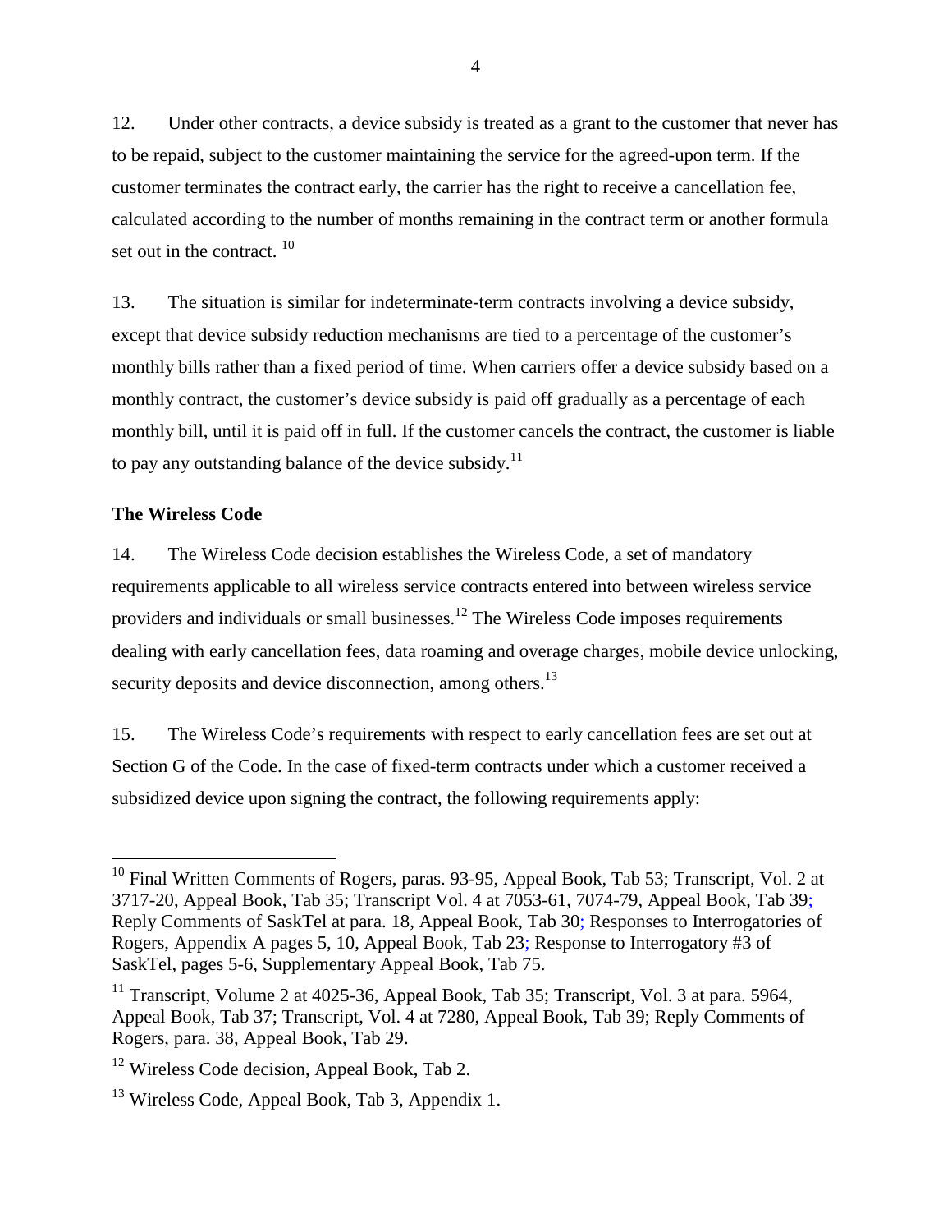12. Under other contracts, a device subsidy is treated as a grant to the customer that never has to be repaid, subject to the customer maintaining the service for the agreed-upon term. If the customer terminates the contract early, the carrier has the right to receive a cancellation fee, calculated according to the number of months remaining in the contract term or another formula set out in the contract. [10]

13. The situation is similar for indeterminate-term contracts involving a device subsidy, except that device subsidy reduction mechanisms are tied to a percentage of the customer's monthly bills rather than a fixed period of time. When carriers offer a device subsidy based on a monthly contract, the customer's device subsidy is paid off gradually as a percentage of each monthly bill, until it is paid off in full. If the customer cancels the contract, the customer is liable to pay any outstanding balance of the device subsidy.[11]

**The Wireless Code**

14. The Wireless Code decision establishes the Wireless Code, a set of mandatory requirements applicable to all wireless service contracts entered into between wireless service providers and individuals or small businesses.[12] The Wireless Code imposes requirements dealing with early cancellation fees, data roaming and overage charges, mobile device unlocking, security deposits and device disconnection, among others.[13]

15. The Wireless Code's requirements with respect to early cancellation fees are set out at Section G of the Code. In the case of fixed-term contracts under which a customer received a subsidized device upon signing the contract, the following requirements apply:

---

[10] Final Written Comments of Rogers, paras. 93-95, Appeal Book, Tab 53; Transcript, Vol. 2 at 3717-20, Appeal Book, Tab 35; Transcript Vol. 4 at 7053-61, 7074-79, Appeal Book, Tab 39; Reply Comments of SaskTel at para. 18, Appeal Book, Tab 30; Responses to Interrogatories of Rogers, Appendix A pages 5, 10, Appeal Book, Tab 23; Response to Interrogatory #3 of SaskTel, pages 5-6, Supplementary Appeal Book, Tab 75.

[11] Transcript, Volume 2 at 4025-36, Appeal Book, Tab 35; Transcript, Vol. 3 at para. 5964, Appeal Book, Tab 37; Transcript, Vol. 4 at 7280, Appeal Book, Tab 39; Reply Comments of Rogers, para. 38, Appeal Book, Tab 29.

[12] Wireless Code decision, Appeal Book, Tab 2.

[13] Wireless Code, Appeal Book, Tab 3, Appendix 1.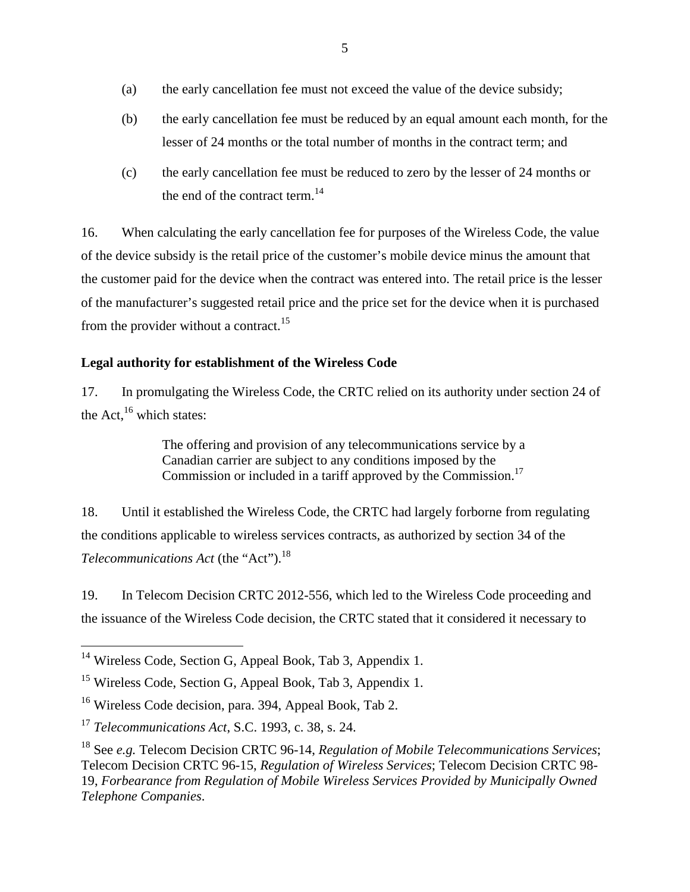(a) the early cancellation fee must not exceed the value of the device subsidy;

(b) the early cancellation fee must be reduced by an equal amount each month, for the lesser of 24 months or the total number of months in the contract term; and

(c) the early cancellation fee must be reduced to zero by the lesser of 24 months or the end of the contract term.[14]

16. When calculating the early cancellation fee for purposes of the Wireless Code, the value of the device subsidy is the retail price of the customer's mobile device minus the amount that the customer paid for the device when the contract was entered into. The retail price is the lesser of the manufacturer's suggested retail price and the price set for the device when it is purchased from the provider without a contract.[15]

**Legal authority for establishment of the Wireless Code**

17. In promulgating the Wireless Code, the CRTC relied on its authority under section 24 of the Act,[16] which states:

> The offering and provision of any telecommunications service by a Canadian carrier are subject to any conditions imposed by the Commission or included in a tariff approved by the Commission.[17]

18. Until it established the Wireless Code, the CRTC had largely forborne from regulating the conditions applicable to wireless services contracts, as authorized by section 34 of the *Telecommunications Act* (the "Act").[18]

19. In Telecom Decision CRTC 2012-556, which led to the Wireless Code proceeding and the issuance of the Wireless Code decision, the CRTC stated that it considered it necessary to

---

[14] Wireless Code, Section G, Appeal Book, Tab 3, Appendix 1.

[15] Wireless Code, Section G, Appeal Book, Tab 3, Appendix 1.

[16] Wireless Code decision, para. 394, Appeal Book, Tab 2.

[17] *Telecommunications Act*, S.C. 1993, c. 38, s. 24.

[18] See *e.g.* Telecom Decision CRTC 96-14, *Regulation of Mobile Telecommunications Services*; Telecom Decision CRTC 96-15, *Regulation of Wireless Services*; Telecom Decision CRTC 98-19, *Forbearance from Regulation of Mobile Wireless Services Provided by Municipally Owned Telephone Companies*.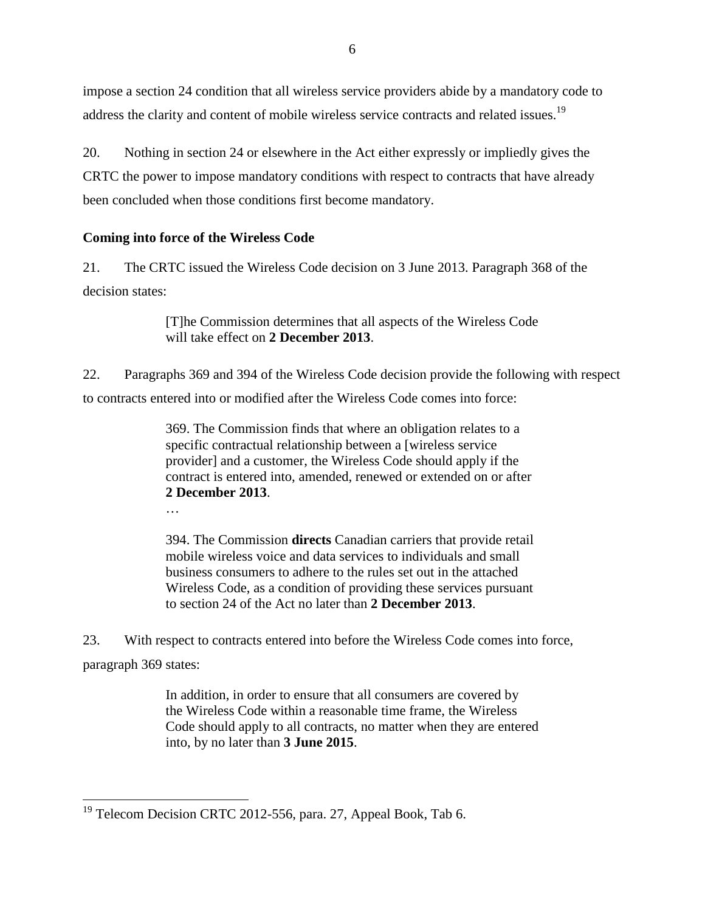impose a section 24 condition that all wireless service providers abide by a mandatory code to address the clarity and content of mobile wireless service contracts and related issues.[19]

20. Nothing in section 24 or elsewhere in the Act either expressly or impliedly gives the CRTC the power to impose mandatory conditions with respect to contracts that have already been concluded when those conditions first become mandatory.

**Coming into force of the Wireless Code**

21. The CRTC issued the Wireless Code decision on 3 June 2013. Paragraph 368 of the decision states:

> [T]he Commission determines that all aspects of the Wireless Code will take effect on **2 December 2013**.

22. Paragraphs 369 and 394 of the Wireless Code decision provide the following with respect to contracts entered into or modified after the Wireless Code comes into force:

> 369. The Commission finds that where an obligation relates to a specific contractual relationship between a [wireless service provider] and a customer, the Wireless Code should apply if the contract is entered into, amended, renewed or extended on or after **2 December 2013**.
>
> …
>
> 394. The Commission **directs** Canadian carriers that provide retail mobile wireless voice and data services to individuals and small business consumers to adhere to the rules set out in the attached Wireless Code, as a condition of providing these services pursuant to section 24 of the Act no later than **2 December 2013**.

23. With respect to contracts entered into before the Wireless Code comes into force, paragraph 369 states:

> In addition, in order to ensure that all consumers are covered by the Wireless Code within a reasonable time frame, the Wireless Code should apply to all contracts, no matter when they are entered into, by no later than **3 June 2015**.

---

[19] Telecom Decision CRTC 2012-556, para. 27, Appeal Book, Tab 6.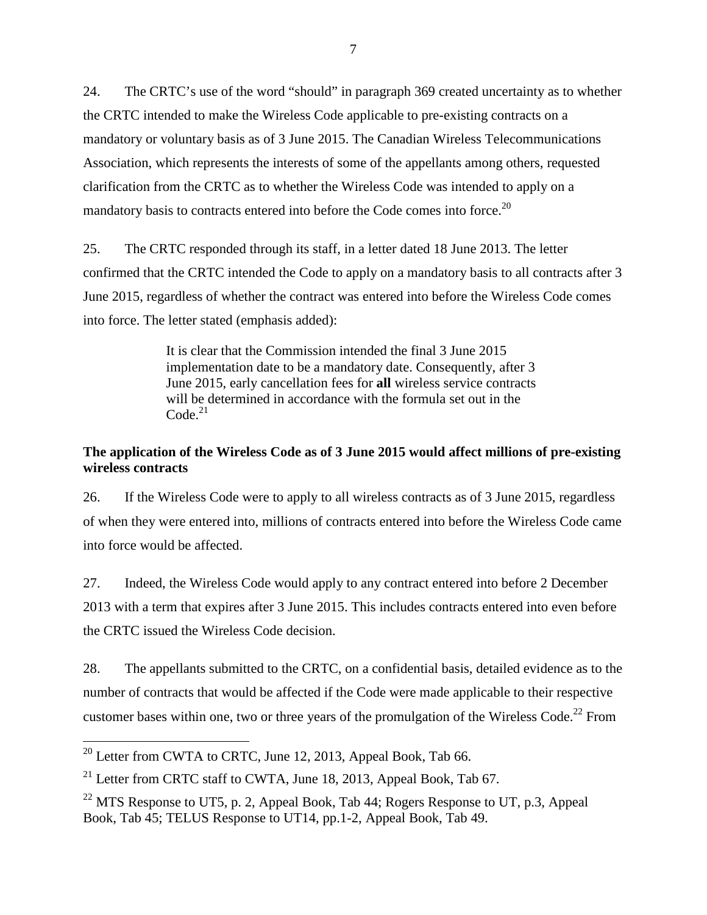24. The CRTC's use of the word "should" in paragraph 369 created uncertainty as to whether the CRTC intended to make the Wireless Code applicable to pre-existing contracts on a mandatory or voluntary basis as of 3 June 2015. The Canadian Wireless Telecommunications Association, which represents the interests of some of the appellants among others, requested clarification from the CRTC as to whether the Wireless Code was intended to apply on a mandatory basis to contracts entered into before the Code comes into force.[20]

25. The CRTC responded through its staff, in a letter dated 18 June 2013. The letter confirmed that the CRTC intended the Code to apply on a mandatory basis to all contracts after 3 June 2015, regardless of whether the contract was entered into before the Wireless Code comes into force. The letter stated (emphasis added):

> It is clear that the Commission intended the final 3 June 2015 implementation date to be a mandatory date. Consequently, after 3 June 2015, early cancellation fees for **all** wireless service contracts will be determined in accordance with the formula set out in the Code.[21]

**The application of the Wireless Code as of 3 June 2015 would affect millions of pre-existing wireless contracts**

26. If the Wireless Code were to apply to all wireless contracts as of 3 June 2015, regardless of when they were entered into, millions of contracts entered into before the Wireless Code came into force would be affected.

27. Indeed, the Wireless Code would apply to any contract entered into before 2 December 2013 with a term that expires after 3 June 2015. This includes contracts entered into even before the CRTC issued the Wireless Code decision.

28. The appellants submitted to the CRTC, on a confidential basis, detailed evidence as to the number of contracts that would be affected if the Code were made applicable to their respective customer bases within one, two or three years of the promulgation of the Wireless Code.[22] From

[20] Letter from CWTA to CRTC, June 12, 2013, Appeal Book, Tab 66.

[21] Letter from CRTC staff to CWTA, June 18, 2013, Appeal Book, Tab 67.

[22] MTS Response to UT5, p. 2, Appeal Book, Tab 44; Rogers Response to UT, p.3, Appeal Book, Tab 45; TELUS Response to UT14, pp.1-2, Appeal Book, Tab 49.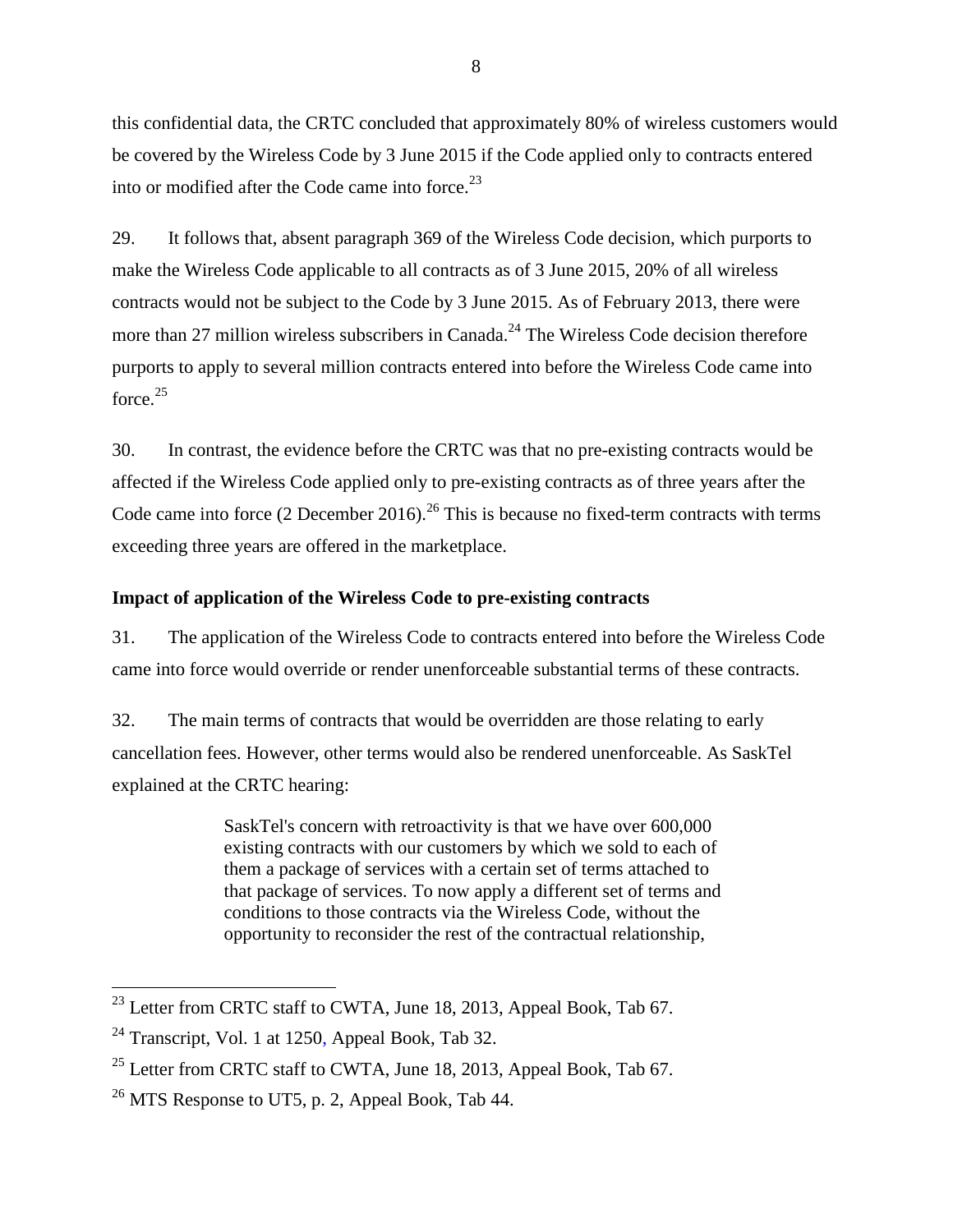this confidential data, the CRTC concluded that approximately 80% of wireless customers would be covered by the Wireless Code by 3 June 2015 if the Code applied only to contracts entered into or modified after the Code came into force.[23]

29. It follows that, absent paragraph 369 of the Wireless Code decision, which purports to make the Wireless Code applicable to all contracts as of 3 June 2015, 20% of all wireless contracts would not be subject to the Code by 3 June 2015. As of February 2013, there were more than 27 million wireless subscribers in Canada.[24] The Wireless Code decision therefore purports to apply to several million contracts entered into before the Wireless Code came into force.[25]

30. In contrast, the evidence before the CRTC was that no pre-existing contracts would be affected if the Wireless Code applied only to pre-existing contracts as of three years after the Code came into force (2 December 2016).[26] This is because no fixed-term contracts with terms exceeding three years are offered in the marketplace.

**Impact of application of the Wireless Code to pre-existing contracts**

31. The application of the Wireless Code to contracts entered into before the Wireless Code came into force would override or render unenforceable substantial terms of these contracts.

32. The main terms of contracts that would be overridden are those relating to early cancellation fees. However, other terms would also be rendered unenforceable. As SaskTel explained at the CRTC hearing:

> SaskTel's concern with retroactivity is that we have over 600,000 existing contracts with our customers by which we sold to each of them a package of services with a certain set of terms attached to that package of services. To now apply a different set of terms and conditions to those contracts via the Wireless Code, without the opportunity to reconsider the rest of the contractual relationship,

---

[23] Letter from CRTC staff to CWTA, June 18, 2013, Appeal Book, Tab 67.

[24] Transcript, Vol. 1 at 1250, Appeal Book, Tab 32.

[25] Letter from CRTC staff to CWTA, June 18, 2013, Appeal Book, Tab 67.

[26] MTS Response to UT5, p. 2, Appeal Book, Tab 44.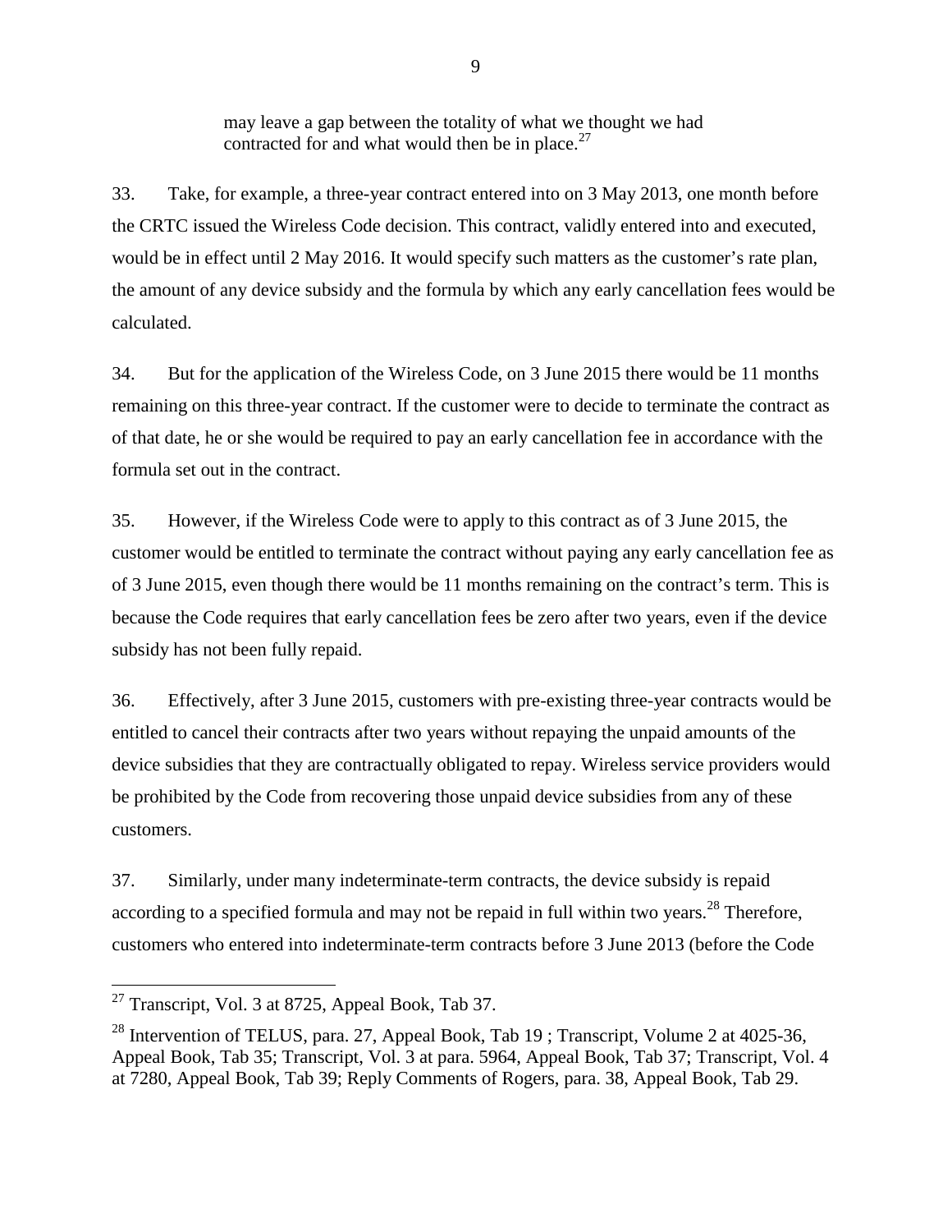> may leave a gap between the totality of what we thought we had contracted for and what would then be in place.[27]

33. Take, for example, a three-year contract entered into on 3 May 2013, one month before the CRTC issued the Wireless Code decision. This contract, validly entered into and executed, would be in effect until 2 May 2016. It would specify such matters as the customer's rate plan, the amount of any device subsidy and the formula by which any early cancellation fees would be calculated.

34. But for the application of the Wireless Code, on 3 June 2015 there would be 11 months remaining on this three-year contract. If the customer were to decide to terminate the contract as of that date, he or she would be required to pay an early cancellation fee in accordance with the formula set out in the contract.

35. However, if the Wireless Code were to apply to this contract as of 3 June 2015, the customer would be entitled to terminate the contract without paying any early cancellation fee as of 3 June 2015, even though there would be 11 months remaining on the contract's term. This is because the Code requires that early cancellation fees be zero after two years, even if the device subsidy has not been fully repaid.

36. Effectively, after 3 June 2015, customers with pre-existing three-year contracts would be entitled to cancel their contracts after two years without repaying the unpaid amounts of the device subsidies that they are contractually obligated to repay. Wireless service providers would be prohibited by the Code from recovering those unpaid device subsidies from any of these customers.

37. Similarly, under many indeterminate-term contracts, the device subsidy is repaid according to a specified formula and may not be repaid in full within two years.[28] Therefore, customers who entered into indeterminate-term contracts before 3 June 2013 (before the Code

---

[27] Transcript, Vol. 3 at 8725, Appeal Book, Tab 37.

[28] Intervention of TELUS, para. 27, Appeal Book, Tab 19 ; Transcript, Volume 2 at 4025-36, Appeal Book, Tab 35; Transcript, Vol. 3 at para. 5964, Appeal Book, Tab 37; Transcript, Vol. 4 at 7280, Appeal Book, Tab 39; Reply Comments of Rogers, para. 38, Appeal Book, Tab 29.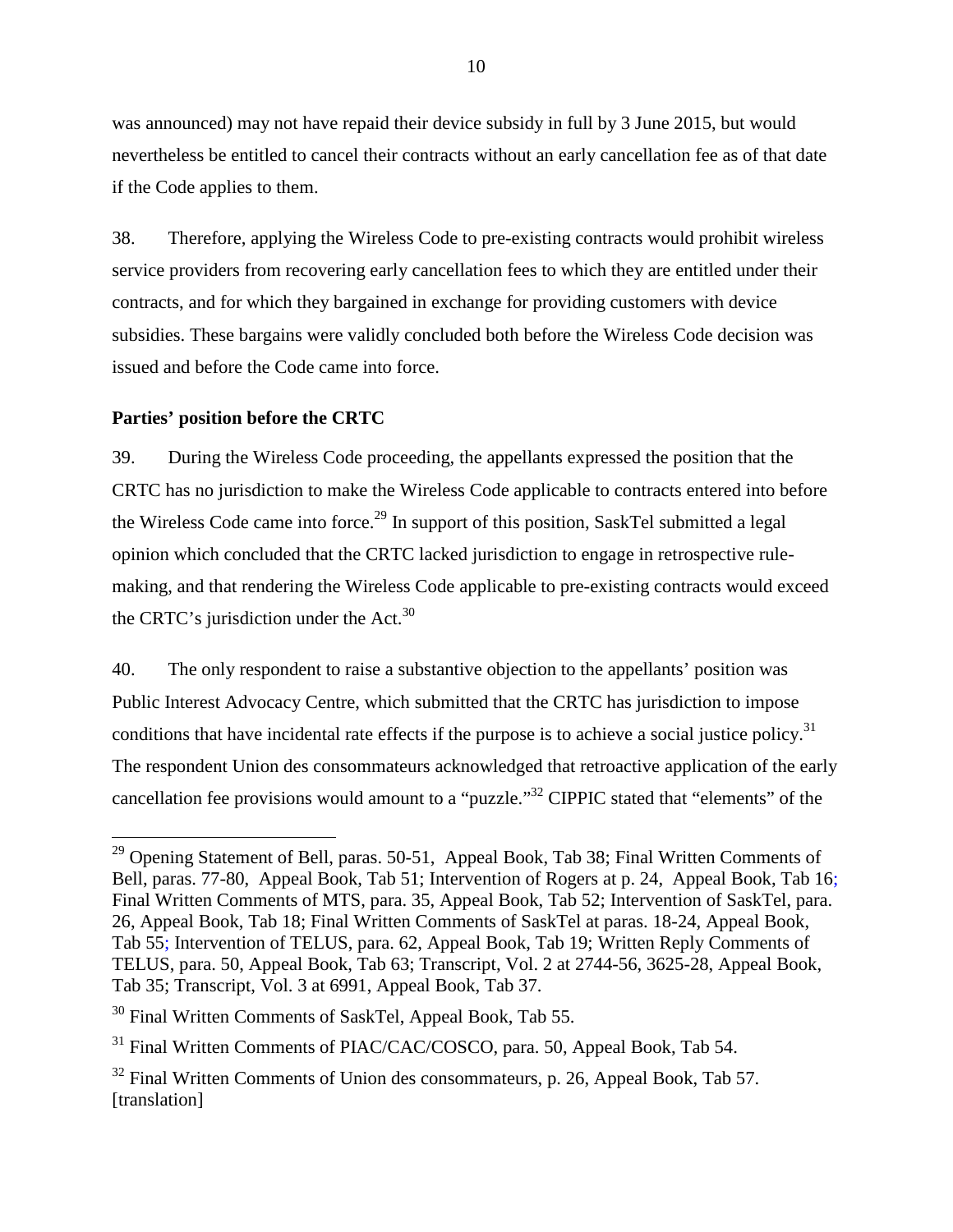was announced) may not have repaid their device subsidy in full by 3 June 2015, but would nevertheless be entitled to cancel their contracts without an early cancellation fee as of that date if the Code applies to them.

38. Therefore, applying the Wireless Code to pre-existing contracts would prohibit wireless service providers from recovering early cancellation fees to which they are entitled under their contracts, and for which they bargained in exchange for providing customers with device subsidies. These bargains were validly concluded both before the Wireless Code decision was issued and before the Code came into force.

**Parties' position before the CRTC**

39. During the Wireless Code proceeding, the appellants expressed the position that the CRTC has no jurisdiction to make the Wireless Code applicable to contracts entered into before the Wireless Code came into force.[29] In support of this position, SaskTel submitted a legal opinion which concluded that the CRTC lacked jurisdiction to engage in retrospective rule-making, and that rendering the Wireless Code applicable to pre-existing contracts would exceed the CRTC's jurisdiction under the Act.[30]

40. The only respondent to raise a substantive objection to the appellants' position was Public Interest Advocacy Centre, which submitted that the CRTC has jurisdiction to impose conditions that have incidental rate effects if the purpose is to achieve a social justice policy.[31] The respondent Union des consommateurs acknowledged that retroactive application of the early cancellation fee provisions would amount to a "puzzle."[32] CIPPIC stated that "elements" of the

---

[29] Opening Statement of Bell, paras. 50-51, Appeal Book, Tab 38; Final Written Comments of Bell, paras. 77-80, Appeal Book, Tab 51; Intervention of Rogers at p. 24, Appeal Book, Tab 16; Final Written Comments of MTS, para. 35, Appeal Book, Tab 52; Intervention of SaskTel, para. 26, Appeal Book, Tab 18; Final Written Comments of SaskTel at paras. 18-24, Appeal Book, Tab 55; Intervention of TELUS, para. 62, Appeal Book, Tab 19; Written Reply Comments of TELUS, para. 50, Appeal Book, Tab 63; Transcript, Vol. 2 at 2744-56, 3625-28, Appeal Book, Tab 35; Transcript, Vol. 3 at 6991, Appeal Book, Tab 37.

[30] Final Written Comments of SaskTel, Appeal Book, Tab 55.

[31] Final Written Comments of PIAC/CAC/COSCO, para. 50, Appeal Book, Tab 54.

[32] Final Written Comments of Union des consommateurs, p. 26, Appeal Book, Tab 57. [translation]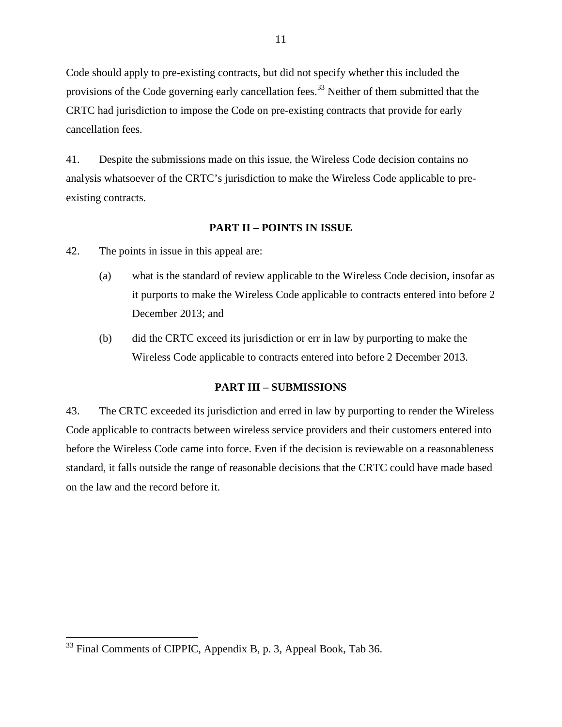Code should apply to pre-existing contracts, but did not specify whether this included the provisions of the Code governing early cancellation fees.[33] Neither of them submitted that the CRTC had jurisdiction to impose the Code on pre-existing contracts that provide for early cancellation fees.

41. Despite the submissions made on this issue, the Wireless Code decision contains no analysis whatsoever of the CRTC's jurisdiction to make the Wireless Code applicable to pre-existing contracts.

## PART II – POINTS IN ISSUE

42. The points in issue in this appeal are:

(a) what is the standard of review applicable to the Wireless Code decision, insofar as it purports to make the Wireless Code applicable to contracts entered into before 2 December 2013; and

(b) did the CRTC exceed its jurisdiction or err in law by purporting to make the Wireless Code applicable to contracts entered into before 2 December 2013.

## PART III – SUBMISSIONS

43. The CRTC exceeded its jurisdiction and erred in law by purporting to render the Wireless Code applicable to contracts between wireless service providers and their customers entered into before the Wireless Code came into force. Even if the decision is reviewable on a reasonableness standard, it falls outside the range of reasonable decisions that the CRTC could have made based on the law and the record before it.

---

[33] Final Comments of CIPPIC, Appendix B, p. 3, Appeal Book, Tab 36.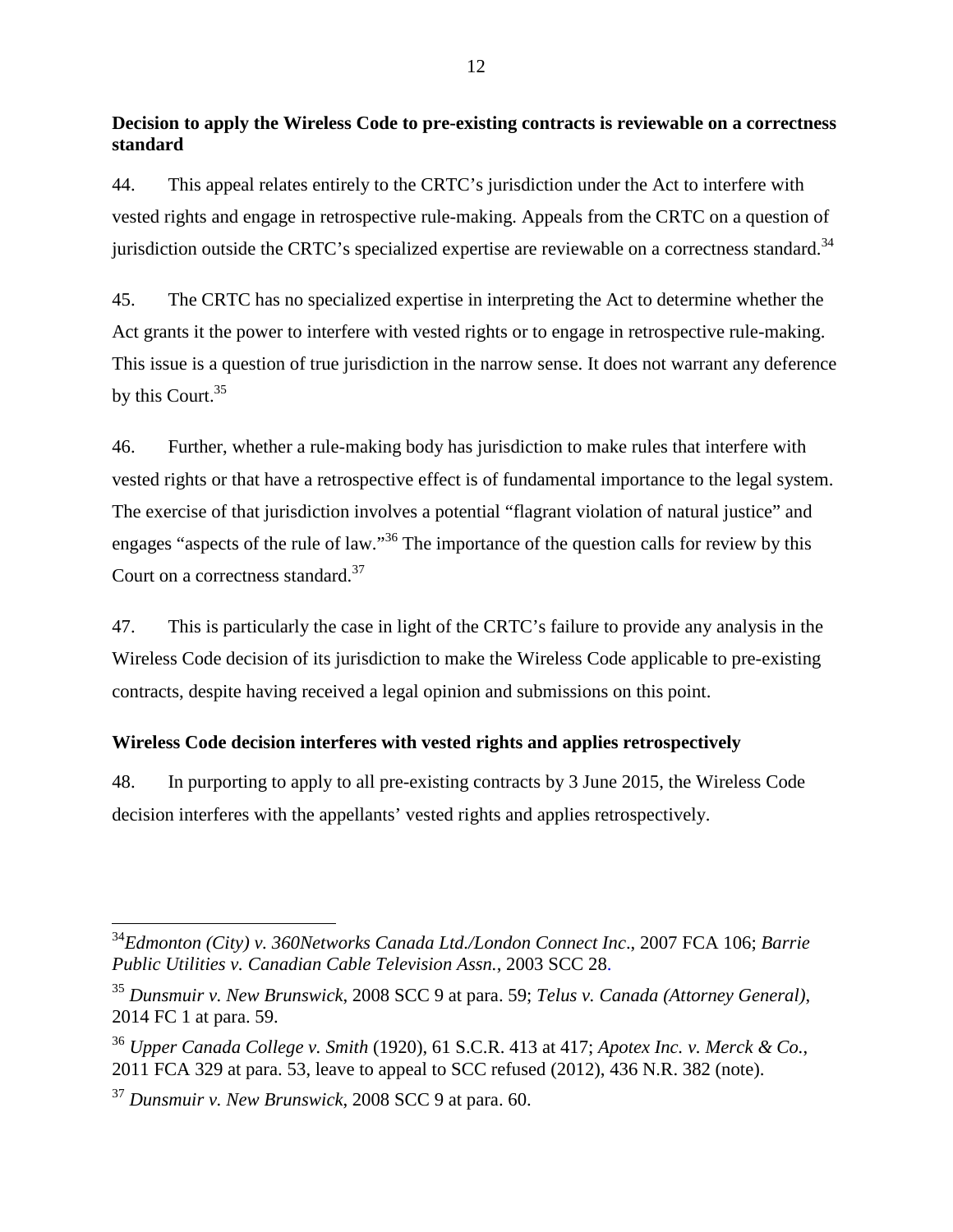**Decision to apply the Wireless Code to pre-existing contracts is reviewable on a correctness standard**

44. This appeal relates entirely to the CRTC's jurisdiction under the Act to interfere with vested rights and engage in retrospective rule-making. Appeals from the CRTC on a question of jurisdiction outside the CRTC's specialized expertise are reviewable on a correctness standard.[34]

45. The CRTC has no specialized expertise in interpreting the Act to determine whether the Act grants it the power to interfere with vested rights or to engage in retrospective rule-making. This issue is a question of true jurisdiction in the narrow sense. It does not warrant any deference by this Court.[35]

46. Further, whether a rule-making body has jurisdiction to make rules that interfere with vested rights or that have a retrospective effect is of fundamental importance to the legal system. The exercise of that jurisdiction involves a potential "flagrant violation of natural justice" and engages "aspects of the rule of law."[36] The importance of the question calls for review by this Court on a correctness standard.[37]

47. This is particularly the case in light of the CRTC's failure to provide any analysis in the Wireless Code decision of its jurisdiction to make the Wireless Code applicable to pre-existing contracts, despite having received a legal opinion and submissions on this point.

**Wireless Code decision interferes with vested rights and applies retrospectively**

48. In purporting to apply to all pre-existing contracts by 3 June 2015, the Wireless Code decision interferes with the appellants' vested rights and applies retrospectively.

---

[34] *Edmonton (City) v. 360Networks Canada Ltd./London Connect Inc.*, 2007 FCA 106; *Barrie Public Utilities v. Canadian Cable Television Assn.*, 2003 SCC 28.

[35] *Dunsmuir v. New Brunswick*, 2008 SCC 9 at para. 59; *Telus v. Canada (Attorney General)*, 2014 FC 1 at para. 59.

[36] *Upper Canada College v. Smith* (1920), 61 S.C.R. 413 at 417; *Apotex Inc. v. Merck & Co.*, 2011 FCA 329 at para. 53, leave to appeal to SCC refused (2012), 436 N.R. 382 (note).

[37] *Dunsmuir v. New Brunswick*, 2008 SCC 9 at para. 60.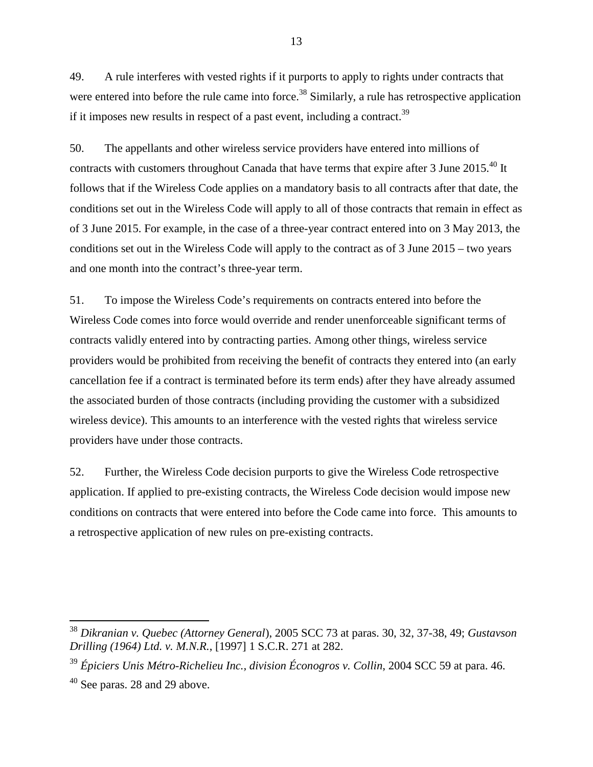49. A rule interferes with vested rights if it purports to apply to rights under contracts that were entered into before the rule came into force.[38] Similarly, a rule has retrospective application if it imposes new results in respect of a past event, including a contract.[39]

50. The appellants and other wireless service providers have entered into millions of contracts with customers throughout Canada that have terms that expire after 3 June 2015.[40] It follows that if the Wireless Code applies on a mandatory basis to all contracts after that date, the conditions set out in the Wireless Code will apply to all of those contracts that remain in effect as of 3 June 2015. For example, in the case of a three-year contract entered into on 3 May 2013, the conditions set out in the Wireless Code will apply to the contract as of 3 June 2015 – two years and one month into the contract's three-year term.

51. To impose the Wireless Code's requirements on contracts entered into before the Wireless Code comes into force would override and render unenforceable significant terms of contracts validly entered into by contracting parties. Among other things, wireless service providers would be prohibited from receiving the benefit of contracts they entered into (an early cancellation fee if a contract is terminated before its term ends) after they have already assumed the associated burden of those contracts (including providing the customer with a subsidized wireless device). This amounts to an interference with the vested rights that wireless service providers have under those contracts.

52. Further, the Wireless Code decision purports to give the Wireless Code retrospective application. If applied to pre-existing contracts, the Wireless Code decision would impose new conditions on contracts that were entered into before the Code came into force. This amounts to a retrospective application of new rules on pre-existing contracts.

---

[38] *Dikranian v. Quebec (Attorney General*), 2005 SCC 73 at paras. 30, 32, 37-38, 49; *Gustavson Drilling (1964) Ltd. v. M.N.R.*, [1997] 1 S.C.R. 271 at 282.

[39] *Épiciers Unis Métro-Richelieu Inc., division Éconogros v. Collin*, 2004 SCC 59 at para. 46.

[40] See paras. 28 and 29 above.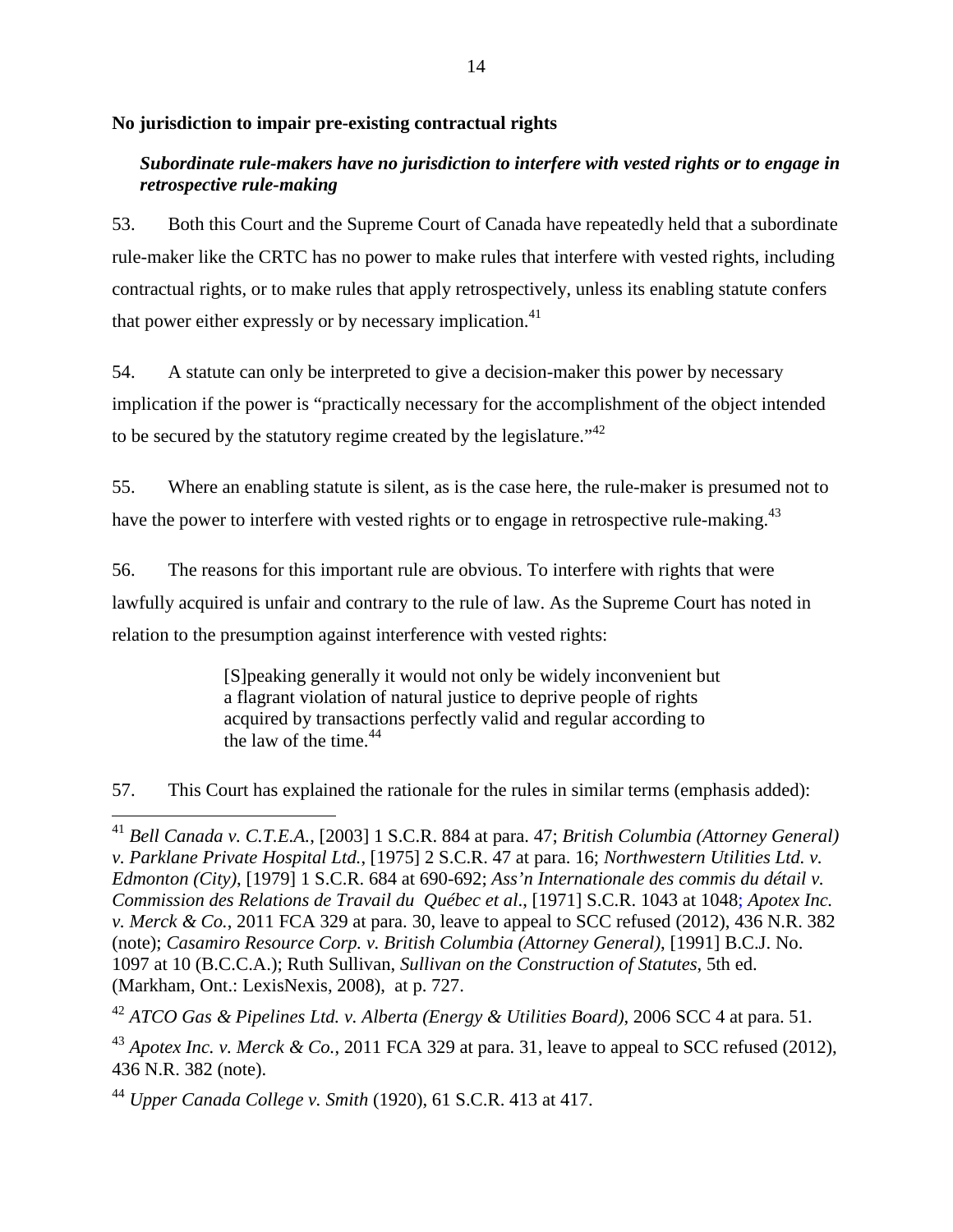## No jurisdiction to impair pre-existing contractual rights

### *Subordinate rule-makers have no jurisdiction to interfere with vested rights or to engage in retrospective rule-making*

53. Both this Court and the Supreme Court of Canada have repeatedly held that a subordinate rule-maker like the CRTC has no power to make rules that interfere with vested rights, including contractual rights, or to make rules that apply retrospectively, unless its enabling statute confers that power either expressly or by necessary implication.[41]

54. A statute can only be interpreted to give a decision-maker this power by necessary implication if the power is "practically necessary for the accomplishment of the object intended to be secured by the statutory regime created by the legislature."[42]

55. Where an enabling statute is silent, as is the case here, the rule-maker is presumed not to have the power to interfere with vested rights or to engage in retrospective rule-making.[43]

56. The reasons for this important rule are obvious. To interfere with rights that were lawfully acquired is unfair and contrary to the rule of law. As the Supreme Court has noted in relation to the presumption against interference with vested rights:

> [S]peaking generally it would not only be widely inconvenient but a flagrant violation of natural justice to deprive people of rights acquired by transactions perfectly valid and regular according to the law of the time.[44]

57. This Court has explained the rationale for the rules in similar terms (emphasis added):

---

[41] *Bell Canada v. C.T.E.A.*, [2003] 1 S.C.R. 884 at para. 47; *British Columbia (Attorney General) v. Parklane Private Hospital Ltd.*, [1975] 2 S.C.R. 47 at para. 16; *Northwestern Utilities Ltd. v. Edmonton (City)*, [1979] 1 S.C.R. 684 at 690-692; *Ass'n Internationale des commis du détail v. Commission des Relations de Travail du Québec et al*., [1971] S.C.R. 1043 at 1048; *Apotex Inc. v. Merck & Co.*, 2011 FCA 329 at para. 30, leave to appeal to SCC refused (2012), 436 N.R. 382 (note); *Casamiro Resource Corp. v. British Columbia (Attorney General)*, [1991] B.C.J. No. 1097 at 10 (B.C.C.A.); Ruth Sullivan, *Sullivan on the Construction of Statutes*, 5th ed. (Markham, Ont.: LexisNexis, 2008), at p. 727.

[42] *ATCO Gas & Pipelines Ltd. v. Alberta (Energy & Utilities Board)*, 2006 SCC 4 at para. 51.

[43] *Apotex Inc. v. Merck & Co.*, 2011 FCA 329 at para. 31, leave to appeal to SCC refused (2012), 436 N.R. 382 (note).

[44] *Upper Canada College v. Smith* (1920), 61 S.C.R. 413 at 417.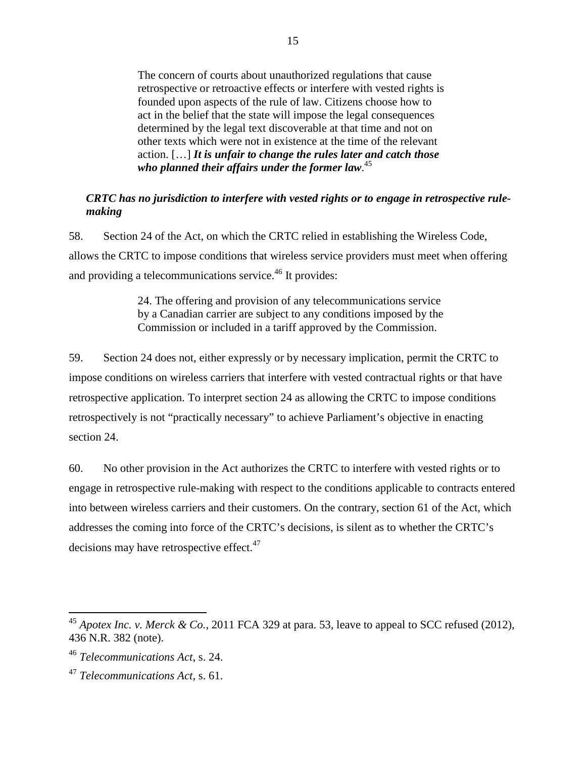> The concern of courts about unauthorized regulations that cause retrospective or retroactive effects or interfere with vested rights is founded upon aspects of the rule of law. Citizens choose how to act in the belief that the state will impose the legal consequences determined by the legal text discoverable at that time and not on other texts which were not in existence at the time of the relevant action. […] ***It is unfair to change the rules later and catch those who planned their affairs under the former law***.[45]

***CRTC has no jurisdiction to interfere with vested rights or to engage in retrospective rule-making***

58. Section 24 of the Act, on which the CRTC relied in establishing the Wireless Code, allows the CRTC to impose conditions that wireless service providers must meet when offering and providing a telecommunications service.[46] It provides:

> 24. The offering and provision of any telecommunications service by a Canadian carrier are subject to any conditions imposed by the Commission or included in a tariff approved by the Commission.

59. Section 24 does not, either expressly or by necessary implication, permit the CRTC to impose conditions on wireless carriers that interfere with vested contractual rights or that have retrospective application. To interpret section 24 as allowing the CRTC to impose conditions retrospectively is not "practically necessary" to achieve Parliament's objective in enacting section 24.

60. No other provision in the Act authorizes the CRTC to interfere with vested rights or to engage in retrospective rule-making with respect to the conditions applicable to contracts entered into between wireless carriers and their customers. On the contrary, section 61 of the Act, which addresses the coming into force of the CRTC's decisions, is silent as to whether the CRTC's decisions may have retrospective effect.[47]

---

[45] *Apotex Inc. v. Merck & Co.*, 2011 FCA 329 at para. 53, leave to appeal to SCC refused (2012), 436 N.R. 382 (note).

[46] *Telecommunications Act*, s. 24.

[47] *Telecommunications Act*, s. 61.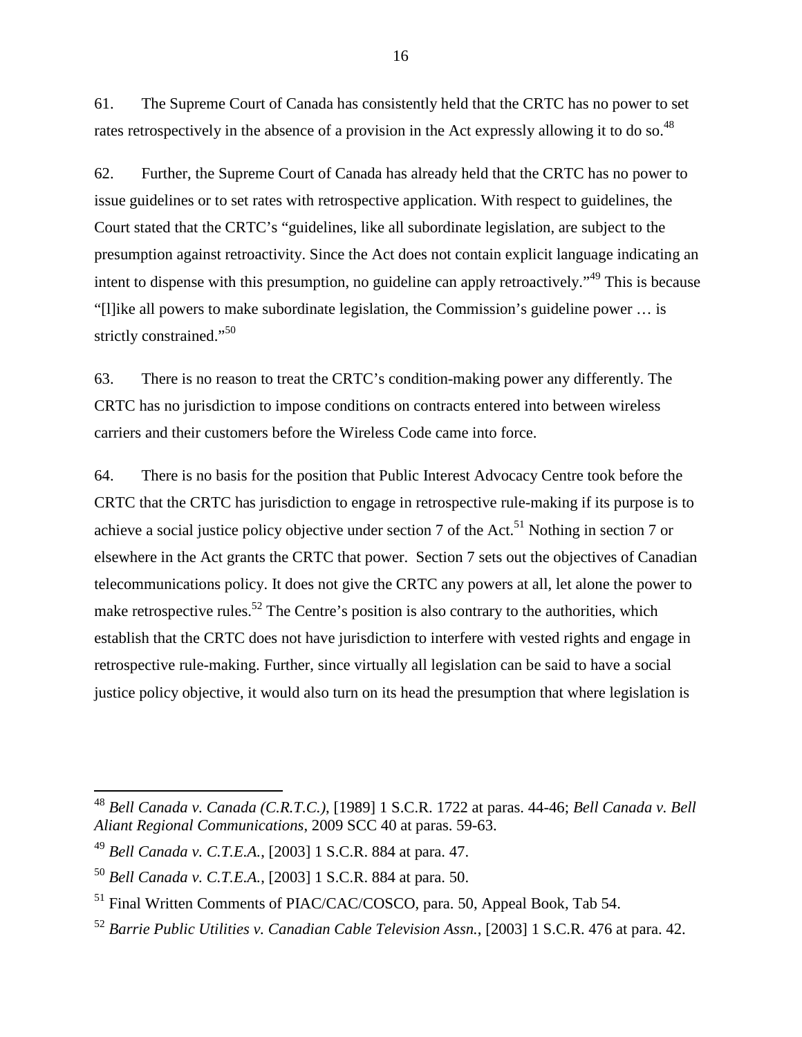61. The Supreme Court of Canada has consistently held that the CRTC has no power to set rates retrospectively in the absence of a provision in the Act expressly allowing it to do so.[48]

62. Further, the Supreme Court of Canada has already held that the CRTC has no power to issue guidelines or to set rates with retrospective application. With respect to guidelines, the Court stated that the CRTC's "guidelines, like all subordinate legislation, are subject to the presumption against retroactivity. Since the Act does not contain explicit language indicating an intent to dispense with this presumption, no guideline can apply retroactively."[49] This is because "[l]ike all powers to make subordinate legislation, the Commission's guideline power … is strictly constrained."[50]

63. There is no reason to treat the CRTC's condition-making power any differently. The CRTC has no jurisdiction to impose conditions on contracts entered into between wireless carriers and their customers before the Wireless Code came into force.

64. There is no basis for the position that Public Interest Advocacy Centre took before the CRTC that the CRTC has jurisdiction to engage in retrospective rule-making if its purpose is to achieve a social justice policy objective under section 7 of the Act.[51] Nothing in section 7 or elsewhere in the Act grants the CRTC that power. Section 7 sets out the objectives of Canadian telecommunications policy. It does not give the CRTC any powers at all, let alone the power to make retrospective rules.[52] The Centre's position is also contrary to the authorities, which establish that the CRTC does not have jurisdiction to interfere with vested rights and engage in retrospective rule-making. Further, since virtually all legislation can be said to have a social justice policy objective, it would also turn on its head the presumption that where legislation is

---

[48] *Bell Canada v. Canada (C.R.T.C.)*, [1989] 1 S.C.R. 1722 at paras. 44-46; *Bell Canada v. Bell Aliant Regional Communications*, 2009 SCC 40 at paras. 59-63.

[49] *Bell Canada v. C.T.E.A.*, [2003] 1 S.C.R. 884 at para. 47.

[50] *Bell Canada v. C.T.E.A.*, [2003] 1 S.C.R. 884 at para. 50.

[51] Final Written Comments of PIAC/CAC/COSCO, para. 50, Appeal Book, Tab 54.

[52] *Barrie Public Utilities v. Canadian Cable Television Assn.*, [2003] 1 S.C.R. 476 at para. 42.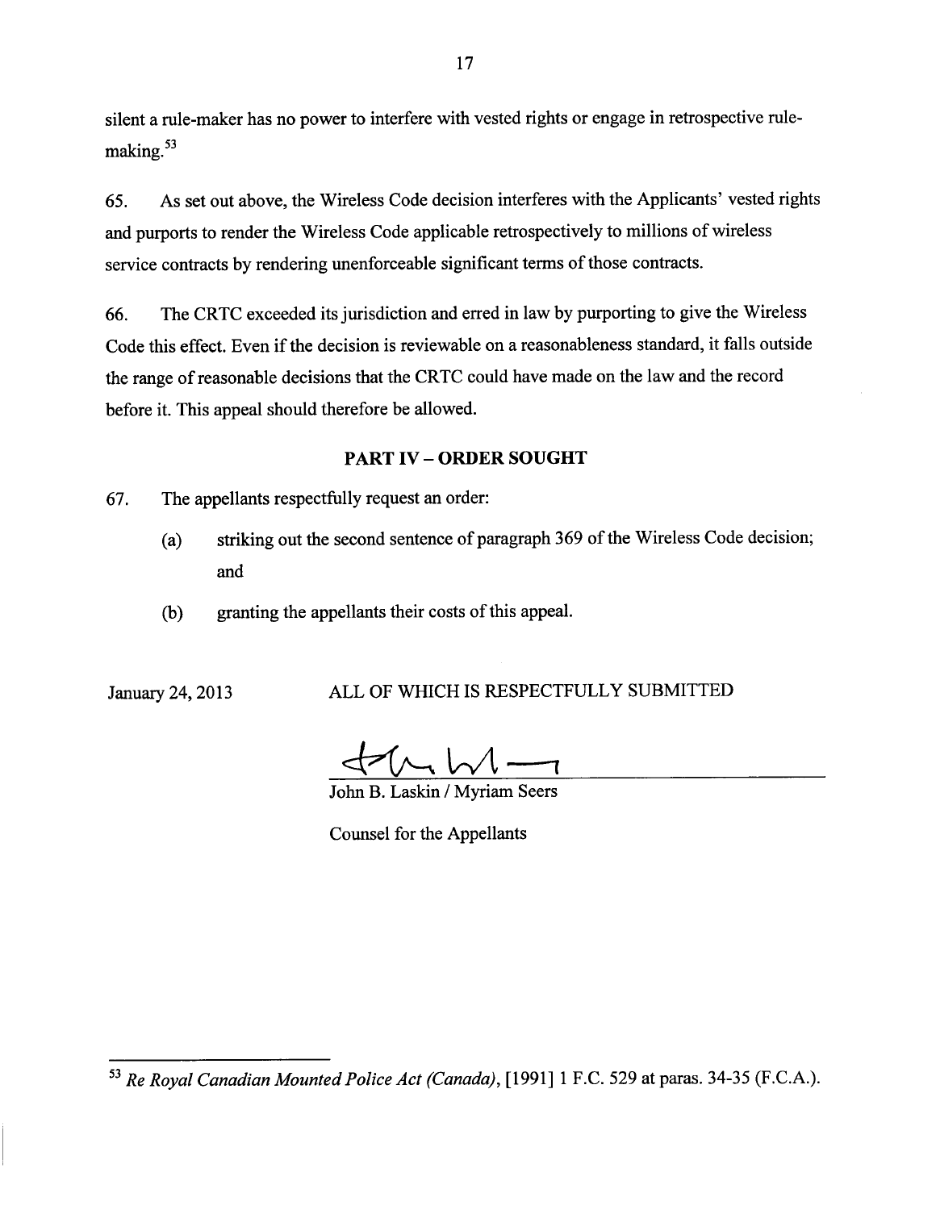silent a rule-maker has no power to interfere with vested rights or engage in retrospective rule-making.[53]

65. As set out above, the Wireless Code decision interferes with the Applicants' vested rights and purports to render the Wireless Code applicable retrospectively to millions of wireless service contracts by rendering unenforceable significant terms of those contracts.

66. The CRTC exceeded its jurisdiction and erred in law by purporting to give the Wireless Code this effect. Even if the decision is reviewable on a reasonableness standard, it falls outside the range of reasonable decisions that the CRTC could have made on the law and the record before it. This appeal should therefore be allowed.

## PART IV – ORDER SOUGHT

67. The appellants respectfully request an order:

(a) striking out the second sentence of paragraph 369 of the Wireless Code decision; and

(b) granting the appellants their costs of this appeal.

January 24, 2013

ALL OF WHICH IS RESPECTFULLY SUBMITTED

John B. Laskin / Myriam Seers

Counsel for the Appellants

---

[53] *Re Royal Canadian Mounted Police Act (Canada)*, [1991] 1 F.C. 529 at paras. 34-35 (F.C.A.).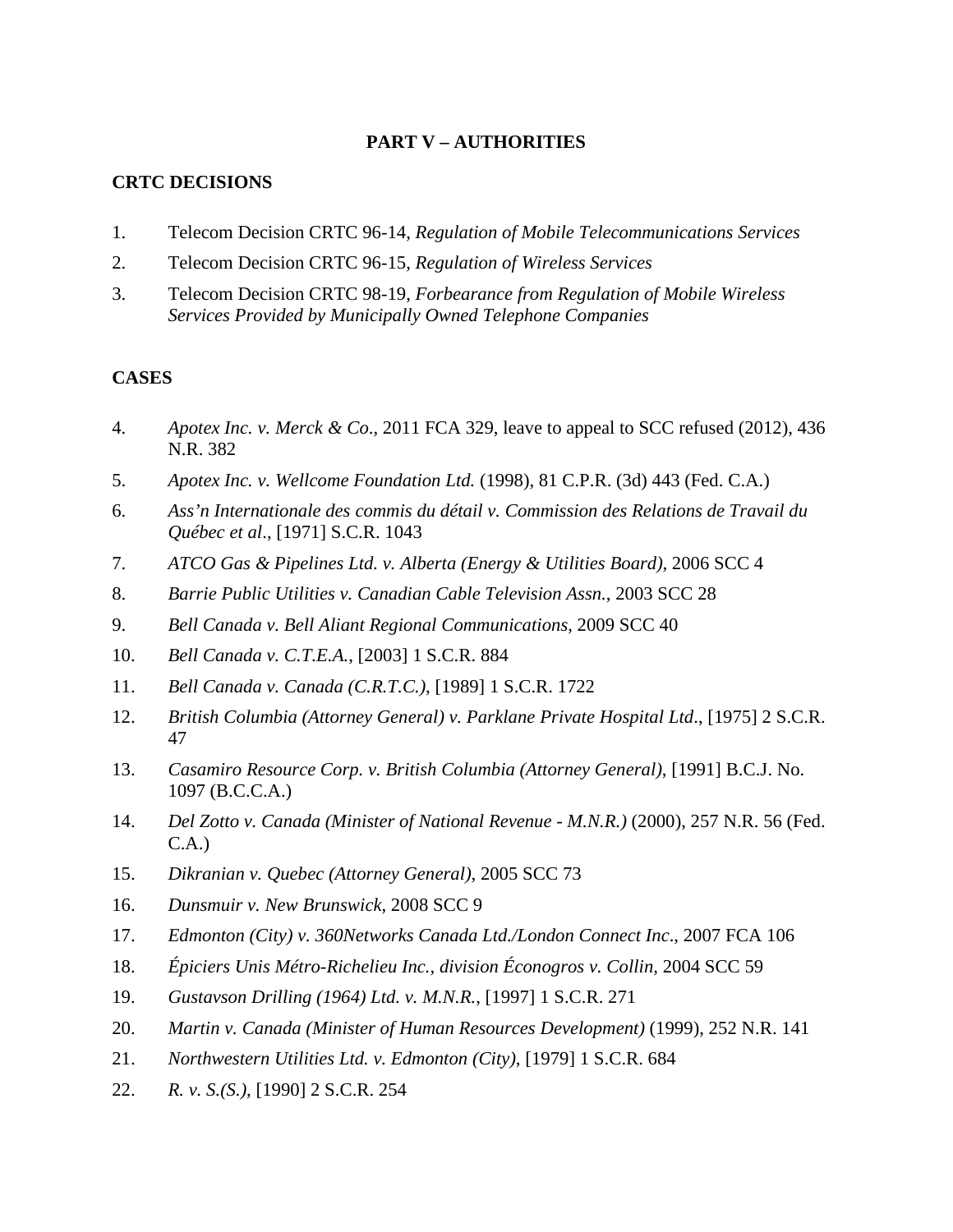# PART V – AUTHORITIES

## CRTC DECISIONS

1. Telecom Decision CRTC 96-14, *Regulation of Mobile Telecommunications Services*
2. Telecom Decision CRTC 96-15, *Regulation of Wireless Services*
3. Telecom Decision CRTC 98-19, *Forbearance from Regulation of Mobile Wireless Services Provided by Municipally Owned Telephone Companies*

## CASES

4. *Apotex Inc. v. Merck & Co*., 2011 FCA 329, leave to appeal to SCC refused (2012), 436 N.R. 382
5. *Apotex Inc. v. Wellcome Foundation Ltd.* (1998), 81 C.P.R. (3d) 443 (Fed. C.A.)
6. *Ass'n Internationale des commis du détail v. Commission des Relations de Travail du Québec et al*., [1971] S.C.R. 1043
7. *ATCO Gas & Pipelines Ltd. v. Alberta (Energy & Utilities Board)*, 2006 SCC 4
8. *Barrie Public Utilities v. Canadian Cable Television Assn.*, 2003 SCC 28
9. *Bell Canada v. Bell Aliant Regional Communications*, 2009 SCC 40
10. *Bell Canada v. C.T.E.A.*, [2003] 1 S.C.R. 884
11. *Bell Canada v. Canada (C.R.T.C.)*, [1989] 1 S.C.R. 1722
12. *British Columbia (Attorney General) v. Parklane Private Hospital Ltd*., [1975] 2 S.C.R. 47
13. *Casamiro Resource Corp. v. British Columbia (Attorney General)*, [1991] B.C.J. No. 1097 (B.C.C.A.)
14. *Del Zotto v. Canada (Minister of National Revenue - M.N.R.)* (2000), 257 N.R. 56 (Fed. C.A.)
15. *Dikranian v. Quebec (Attorney General)*, 2005 SCC 73
16. *Dunsmuir v. New Brunswick*, 2008 SCC 9
17. *Edmonton (City) v. 360Networks Canada Ltd./London Connect Inc*., 2007 FCA 106
18. *Épiciers Unis Métro-Richelieu Inc., division Éconogros v. Collin*, 2004 SCC 59
19. *Gustavson Drilling (1964) Ltd. v. M.N.R.*, [1997] 1 S.C.R. 271
20. *Martin v. Canada (Minister of Human Resources Development)* (1999), 252 N.R. 141
21. *Northwestern Utilities Ltd. v. Edmonton (City)*, [1979] 1 S.C.R. 684
22. *R. v. S.(S.)*, [1990] 2 S.C.R. 254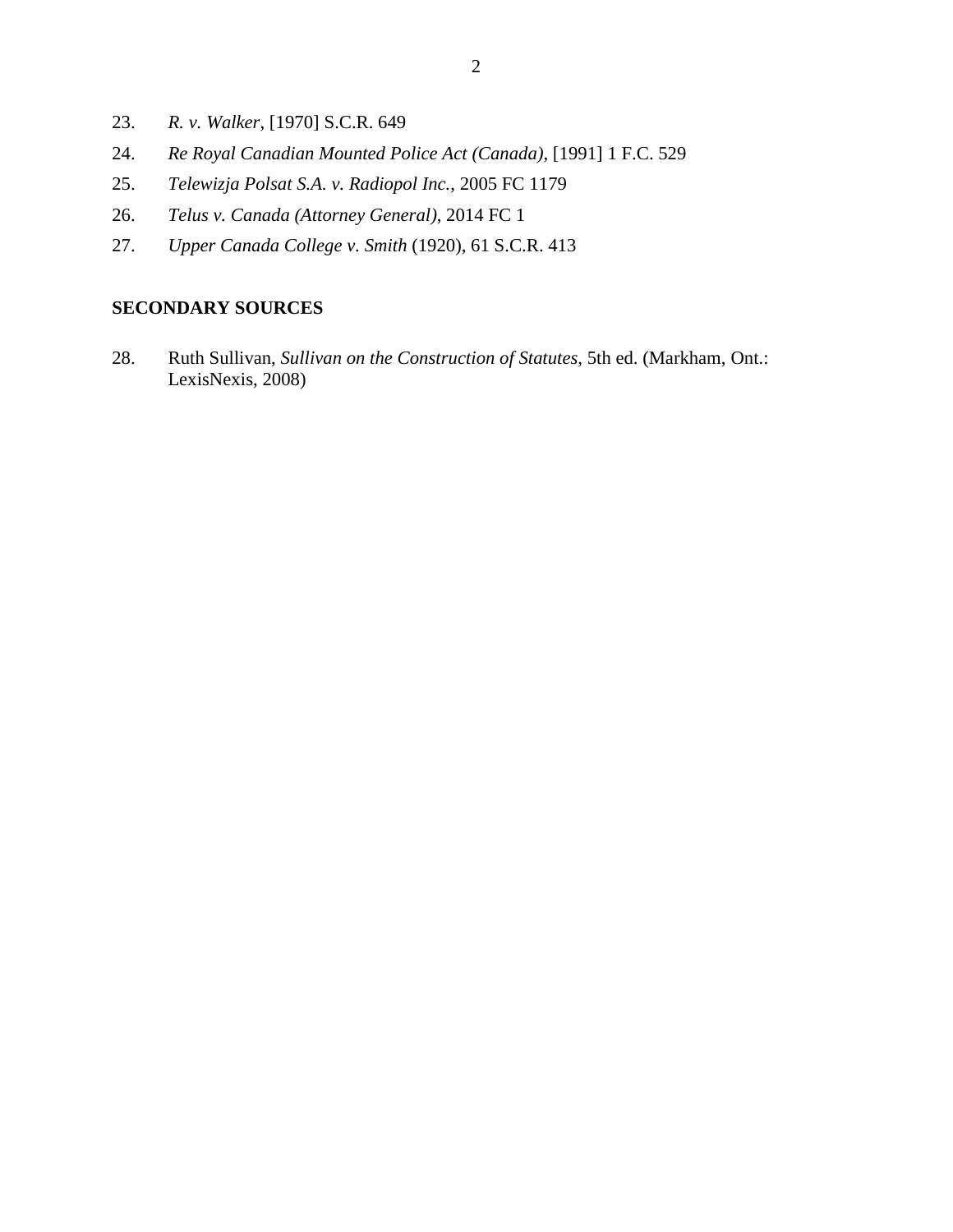23. *R. v. Walker*, [1970] S.C.R. 649

24. *Re Royal Canadian Mounted Police Act (Canada)*, [1991] 1 F.C. 529

25. *Telewizja Polsat S.A. v. Radiopol Inc.*, 2005 FC 1179

26. *Telus v. Canada (Attorney General)*, 2014 FC 1

27. *Upper Canada College v. Smith* (1920), 61 S.C.R. 413

**SECONDARY SOURCES**

28. Ruth Sullivan, *Sullivan on the Construction of Statutes*, 5th ed. (Markham, Ont.: LexisNexis, 2008)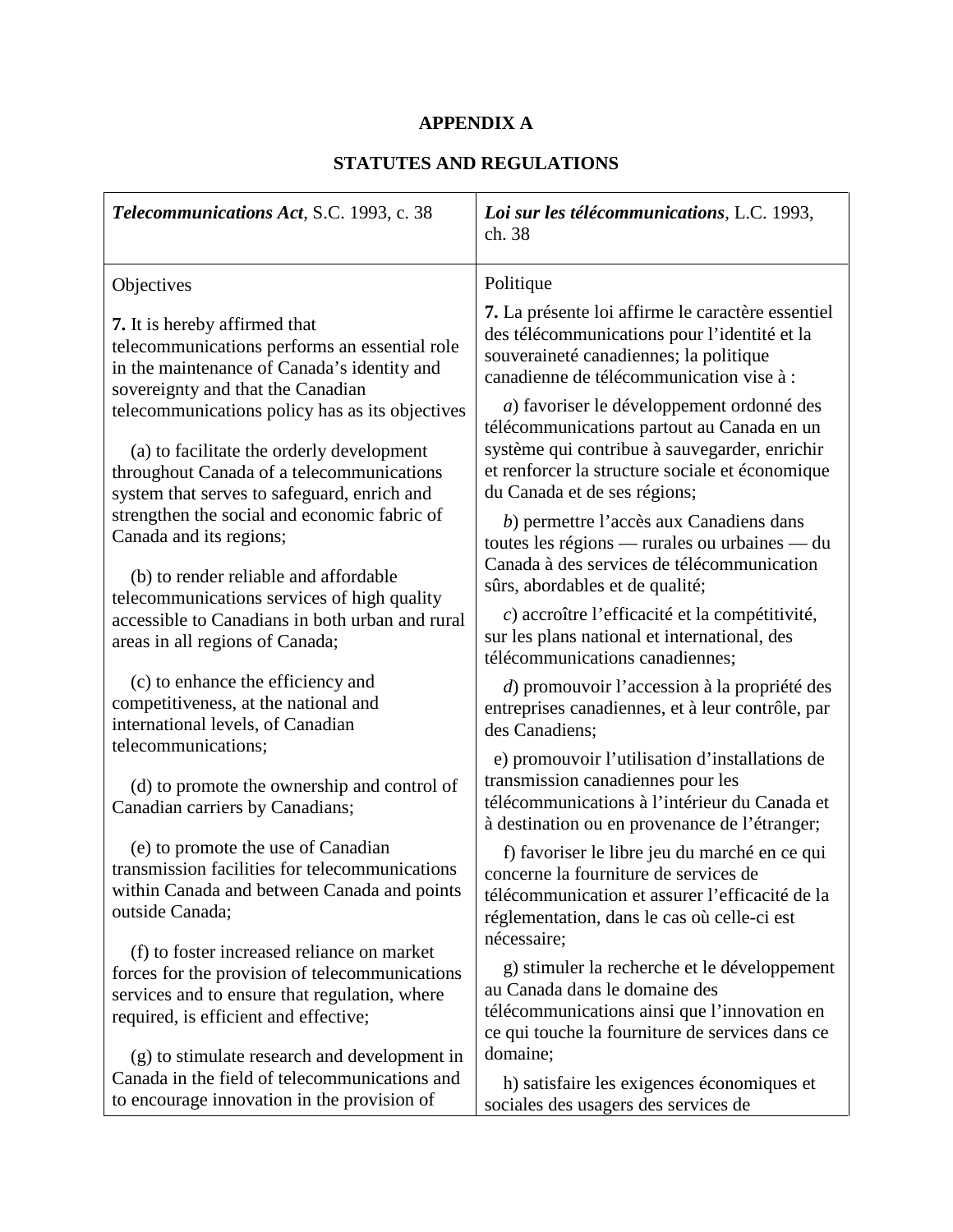# APPENDIX A

## STATUTES AND REGULATIONS

| ***Telecommunications Act***, S.C. 1993, c. 38 | ***Loi sur les télécommunications***, L.C. 1993, ch. 38 |
|---|---|
| Objectives<br><br>**7.** It is hereby affirmed that telecommunications performs an essential role in the maintenance of Canada's identity and sovereignty and that the Canadian telecommunications policy has as its objectives<br><br>(a) to facilitate the orderly development throughout Canada of a telecommunications system that serves to safeguard, enrich and strengthen the social and economic fabric of Canada and its regions;<br><br>(b) to render reliable and affordable telecommunications services of high quality accessible to Canadians in both urban and rural areas in all regions of Canada;<br><br>(c) to enhance the efficiency and competitiveness, at the national and international levels, of Canadian telecommunications;<br><br>(d) to promote the ownership and control of Canadian carriers by Canadians;<br><br>(e) to promote the use of Canadian transmission facilities for telecommunications within Canada and between Canada and points outside Canada;<br><br>(f) to foster increased reliance on market forces for the provision of telecommunications services and to ensure that regulation, where required, is efficient and effective;<br><br>(g) to stimulate research and development in Canada in the field of telecommunications and to encourage innovation in the provision of | Politique<br><br>**7.** La présente loi affirme le caractère essentiel des télécommunications pour l'identité et la souveraineté canadiennes; la politique canadienne de télécommunication vise à :<br><br>*a*) favoriser le développement ordonné des télécommunications partout au Canada en un système qui contribue à sauvegarder, enrichir et renforcer la structure sociale et économique du Canada et de ses régions;<br><br>*b*) permettre l'accès aux Canadiens dans toutes les régions — rurales ou urbaines — du Canada à des services de télécommunication sûrs, abordables et de qualité;<br><br>*c*) accroître l'efficacité et la compétitivité, sur les plans national et international, des télécommunications canadiennes;<br><br>*d*) promouvoir l'accession à la propriété des entreprises canadiennes, et à leur contrôle, par des Canadiens;<br><br>e) promouvoir l'utilisation d'installations de transmission canadiennes pour les télécommunications à l'intérieur du Canada et à destination ou en provenance de l'étranger;<br><br>f) favoriser le libre jeu du marché en ce qui concerne la fourniture de services de télécommunication et assurer l'efficacité de la réglementation, dans le cas où celle-ci est nécessaire;<br><br>g) stimuler la recherche et le développement au Canada dans le domaine des télécommunications ainsi que l'innovation en ce qui touche la fourniture de services dans ce domaine;<br><br>h) satisfaire les exigences économiques et sociales des usagers des services de |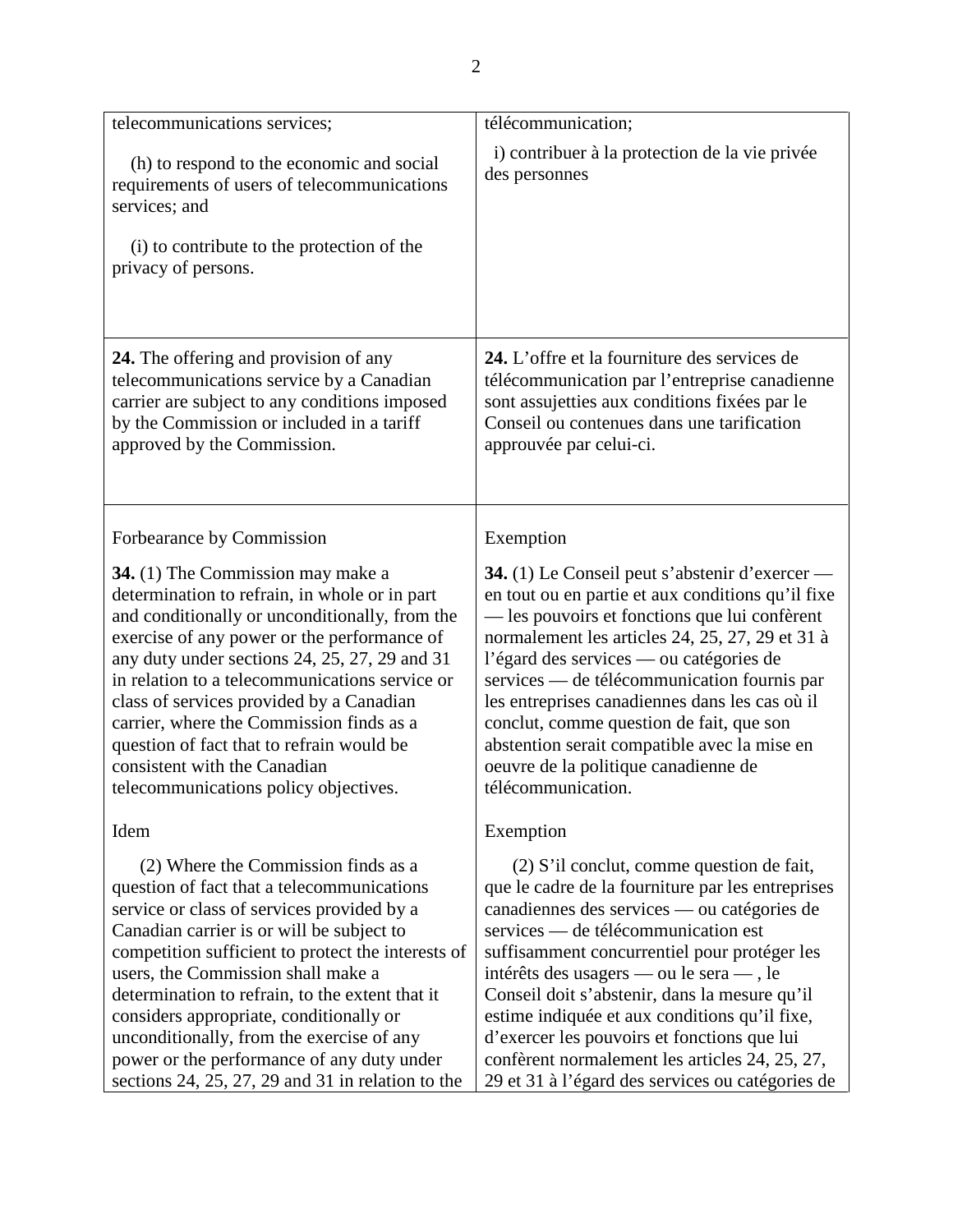| | |
|---|---|
| telecommunications services;<br><br>(h) to respond to the economic and social requirements of users of telecommunications services; and<br><br>(i) to contribute to the protection of the privacy of persons. | télécommunication;<br><br>i) contribuer à la protection de la vie privée des personnes |
| **24.** The offering and provision of any telecommunications service by a Canadian carrier are subject to any conditions imposed by the Commission or included in a tariff approved by the Commission. | **24.** L'offre et la fourniture des services de télécommunication par l'entreprise canadienne sont assujetties aux conditions fixées par le Conseil ou contenues dans une tarification approuvée par celui-ci. |
| Forbearance by Commission<br><br>**34.** (1) The Commission may make a determination to refrain, in whole or in part and conditionally or unconditionally, from the exercise of any power or the performance of any duty under sections 24, 25, 27, 29 and 31 in relation to a telecommunications service or class of services provided by a Canadian carrier, where the Commission finds as a question of fact that to refrain would be consistent with the Canadian telecommunications policy objectives.<br><br>Idem<br><br>(2) Where the Commission finds as a question of fact that a telecommunications service or class of services provided by a Canadian carrier is or will be subject to competition sufficient to protect the interests of users, the Commission shall make a determination to refrain, to the extent that it considers appropriate, conditionally or unconditionally, from the exercise of any power or the performance of any duty under sections 24, 25, 27, 29 and 31 in relation to the | Exemption<br><br>**34.** (1) Le Conseil peut s'abstenir d'exercer — en tout ou en partie et aux conditions qu'il fixe — les pouvoirs et fonctions que lui confèrent normalement les articles 24, 25, 27, 29 et 31 à l'égard des services — ou catégories de services — de télécommunication fournis par les entreprises canadiennes dans les cas où il conclut, comme question de fait, que son abstention serait compatible avec la mise en oeuvre de la politique canadienne de télécommunication.<br><br>Exemption<br><br>(2) S'il conclut, comme question de fait, que le cadre de la fourniture par les entreprises canadiennes des services — ou catégories de services — de télécommunication est suffisamment concurrentiel pour protéger les intérêts des usagers — ou le sera — , le Conseil doit s'abstenir, dans la mesure qu'il estime indiquée et aux conditions qu'il fixe, d'exercer les pouvoirs et fonctions que lui confèrent normalement les articles 24, 25, 27, 29 et 31 à l'égard des services ou catégories de |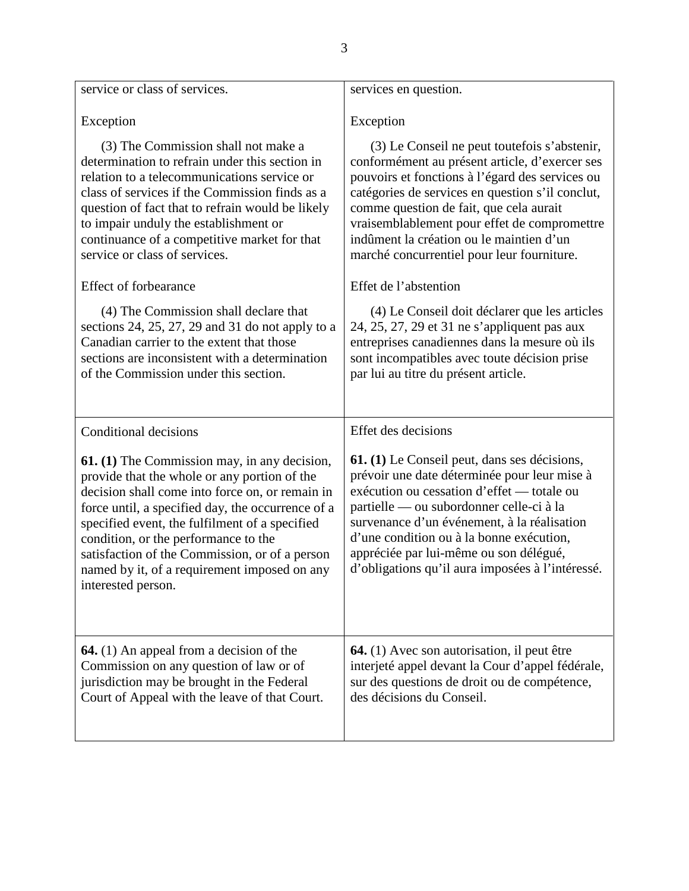| | |
|---|---|
| service or class of services.<br><br>Exception<br><br>(3) The Commission shall not make a determination to refrain under this section in relation to a telecommunications service or class of services if the Commission finds as a question of fact that to refrain would be likely to impair unduly the establishment or continuance of a competitive market for that service or class of services.<br><br>Effect of forbearance<br><br>(4) The Commission shall declare that sections 24, 25, 27, 29 and 31 do not apply to a Canadian carrier to the extent that those sections are inconsistent with a determination of the Commission under this section. | services en question.<br><br>Exception<br><br>(3) Le Conseil ne peut toutefois s'abstenir, conformément au présent article, d'exercer ses pouvoirs et fonctions à l'égard des services ou catégories de services en question s'il conclut, comme question de fait, que cela aurait vraisemblablement pour effet de compromettre indûment la création ou le maintien d'un marché concurrentiel pour leur fourniture.<br><br>Effet de l'abstention<br><br>(4) Le Conseil doit déclarer que les articles 24, 25, 27, 29 et 31 ne s'appliquent pas aux entreprises canadiennes dans la mesure où ils sont incompatibles avec toute décision prise par lui au titre du présent article. |
| Conditional decisions<br><br>**61. (1)** The Commission may, in any decision, provide that the whole or any portion of the decision shall come into force on, or remain in force until, a specified day, the occurrence of a specified event, the fulfilment of a specified condition, or the performance to the satisfaction of the Commission, or of a person named by it, of a requirement imposed on any interested person. | Effet des decisions<br><br>**61. (1)** Le Conseil peut, dans ses décisions, prévoir une date déterminée pour leur mise à exécution ou cessation d'effet — totale ou partielle — ou subordonner celle-ci à la survenance d'un événement, à la réalisation d'une condition ou à la bonne exécution, appréciée par lui-même ou son délégué, d'obligations qu'il aura imposées à l'intéressé. |
| **64.** (1) An appeal from a decision of the Commission on any question of law or of jurisdiction may be brought in the Federal Court of Appeal with the leave of that Court. | **64.** (1) Avec son autorisation, il peut être interjeté appel devant la Cour d'appel fédérale, sur des questions de droit ou de compétence, des décisions du Conseil. |